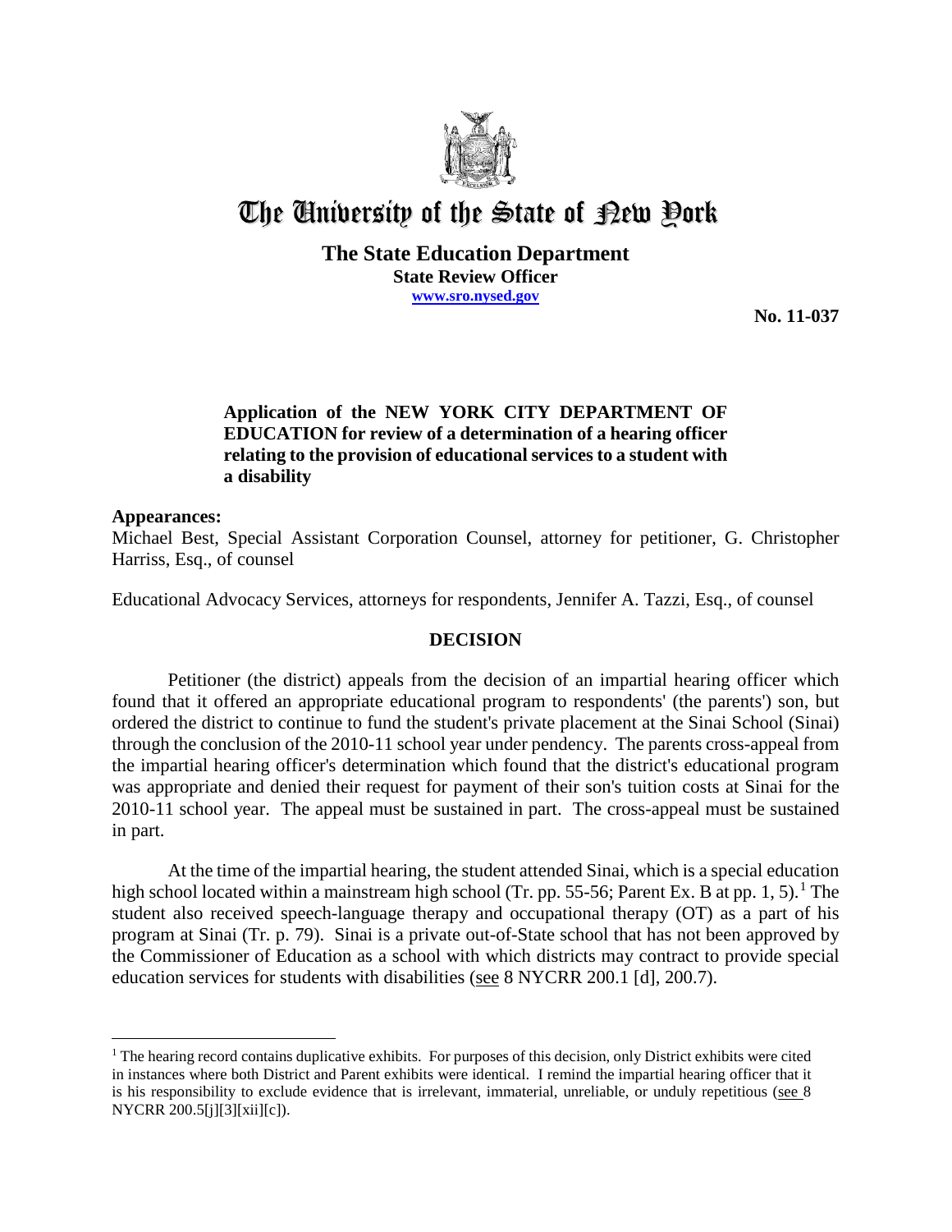# The University of the State of New York

**The State Education Department**
**State Review Officer**
**www.sro.nysed.gov**

**No. 11-037**

**Application of the NEW YORK CITY DEPARTMENT OF EDUCATION for review of a determination of a hearing officer relating to the provision of educational services to a student with a disability**

**Appearances:**
Michael Best, Special Assistant Corporation Counsel, attorney for petitioner, G. Christopher Harriss, Esq., of counsel

Educational Advocacy Services, attorneys for respondents, Jennifer A. Tazzi, Esq., of counsel

## DECISION

Petitioner (the district) appeals from the decision of an impartial hearing officer which found that it offered an appropriate educational program to respondents' (the parents') son, but ordered the district to continue to fund the student's private placement at the Sinai School (Sinai) through the conclusion of the 2010-11 school year under pendency. The parents cross-appeal from the impartial hearing officer's determination which found that the district's educational program was appropriate and denied their request for payment of their son's tuition costs at Sinai for the 2010-11 school year. The appeal must be sustained in part. The cross-appeal must be sustained in part.

At the time of the impartial hearing, the student attended Sinai, which is a special education high school located within a mainstream high school (Tr. pp. 55-56; Parent Ex. B at pp. 1, 5).[1] The student also received speech-language therapy and occupational therapy (OT) as a part of his program at Sinai (Tr. p. 79). Sinai is a private out-of-State school that has not been approved by the Commissioner of Education as a school with which districts may contract to provide special education services for students with disabilities (see 8 NYCRR 200.1 [d], 200.7).

[1] The hearing record contains duplicative exhibits. For purposes of this decision, only District exhibits were cited in instances where both District and Parent exhibits were identical. I remind the impartial hearing officer that it is his responsibility to exclude evidence that is irrelevant, immaterial, unreliable, or unduly repetitious (see 8 NYCRR 200.5[j][3][xii][c]).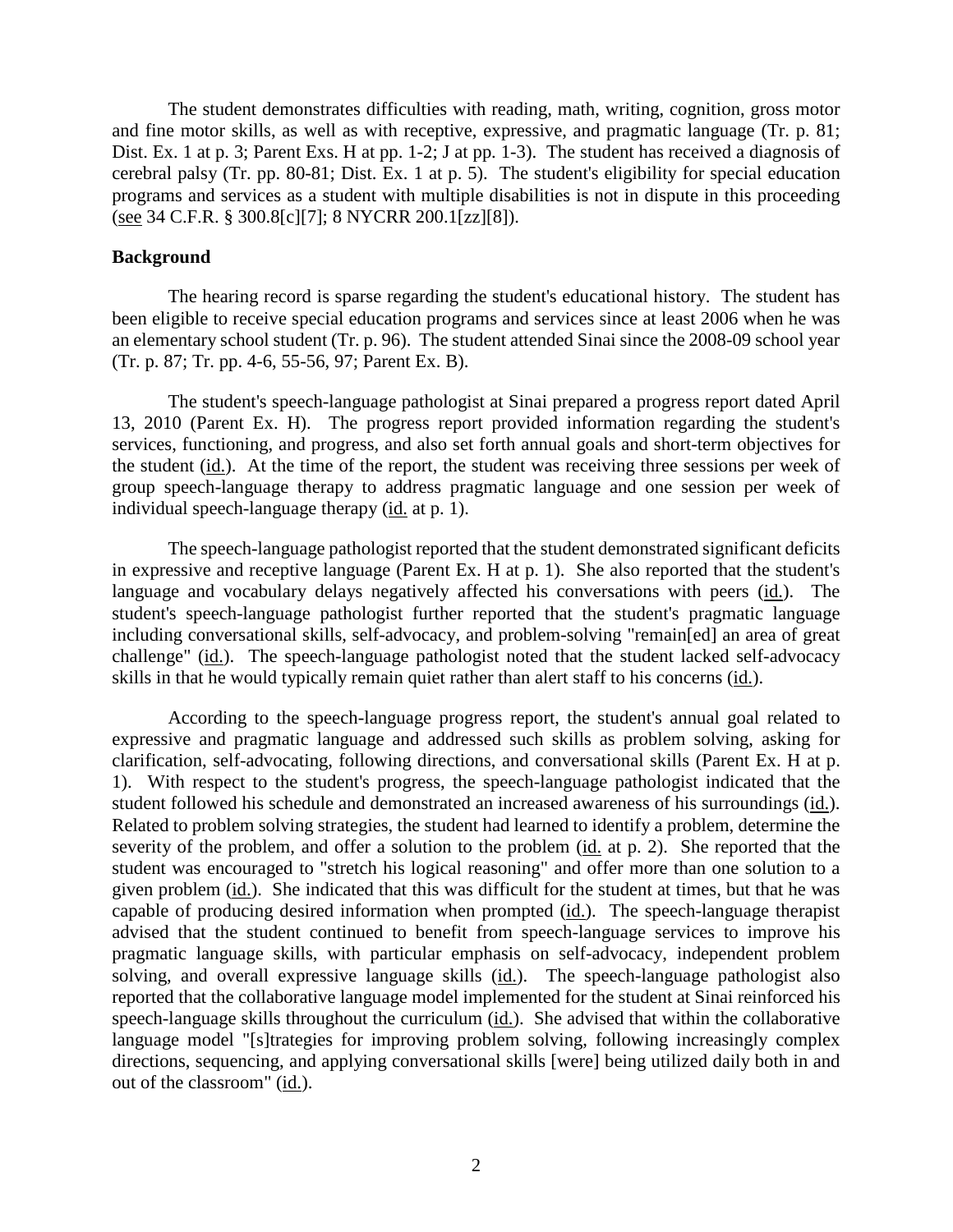The student demonstrates difficulties with reading, math, writing, cognition, gross motor and fine motor skills, as well as with receptive, expressive, and pragmatic language (Tr. p. 81; Dist. Ex. 1 at p. 3; Parent Exs. H at pp. 1-2; J at pp. 1-3). The student has received a diagnosis of cerebral palsy (Tr. pp. 80-81; Dist. Ex. 1 at p. 5). The student's eligibility for special education programs and services as a student with multiple disabilities is not in dispute in this proceeding (see 34 C.F.R. § 300.8[c][7]; 8 NYCRR 200.1[zz][8]).

**Background**

The hearing record is sparse regarding the student's educational history. The student has been eligible to receive special education programs and services since at least 2006 when he was an elementary school student (Tr. p. 96). The student attended Sinai since the 2008-09 school year (Tr. p. 87; Tr. pp. 4-6, 55-56, 97; Parent Ex. B).

The student's speech-language pathologist at Sinai prepared a progress report dated April 13, 2010 (Parent Ex. H). The progress report provided information regarding the student's services, functioning, and progress, and also set forth annual goals and short-term objectives for the student (id.). At the time of the report, the student was receiving three sessions per week of group speech-language therapy to address pragmatic language and one session per week of individual speech-language therapy (id. at p. 1).

The speech-language pathologist reported that the student demonstrated significant deficits in expressive and receptive language (Parent Ex. H at p. 1). She also reported that the student's language and vocabulary delays negatively affected his conversations with peers (id.). The student's speech-language pathologist further reported that the student's pragmatic language including conversational skills, self-advocacy, and problem-solving "remain[ed] an area of great challenge" (id.). The speech-language pathologist noted that the student lacked self-advocacy skills in that he would typically remain quiet rather than alert staff to his concerns (id.).

According to the speech-language progress report, the student's annual goal related to expressive and pragmatic language and addressed such skills as problem solving, asking for clarification, self-advocating, following directions, and conversational skills (Parent Ex. H at p. 1). With respect to the student's progress, the speech-language pathologist indicated that the student followed his schedule and demonstrated an increased awareness of his surroundings (id.). Related to problem solving strategies, the student had learned to identify a problem, determine the severity of the problem, and offer a solution to the problem (id. at p. 2). She reported that the student was encouraged to "stretch his logical reasoning" and offer more than one solution to a given problem (id.). She indicated that this was difficult for the student at times, but that he was capable of producing desired information when prompted (id.). The speech-language therapist advised that the student continued to benefit from speech-language services to improve his pragmatic language skills, with particular emphasis on self-advocacy, independent problem solving, and overall expressive language skills (id.). The speech-language pathologist also reported that the collaborative language model implemented for the student at Sinai reinforced his speech-language skills throughout the curriculum (id.). She advised that within the collaborative language model "[s]trategies for improving problem solving, following increasingly complex directions, sequencing, and applying conversational skills [were] being utilized daily both in and out of the classroom" (id.).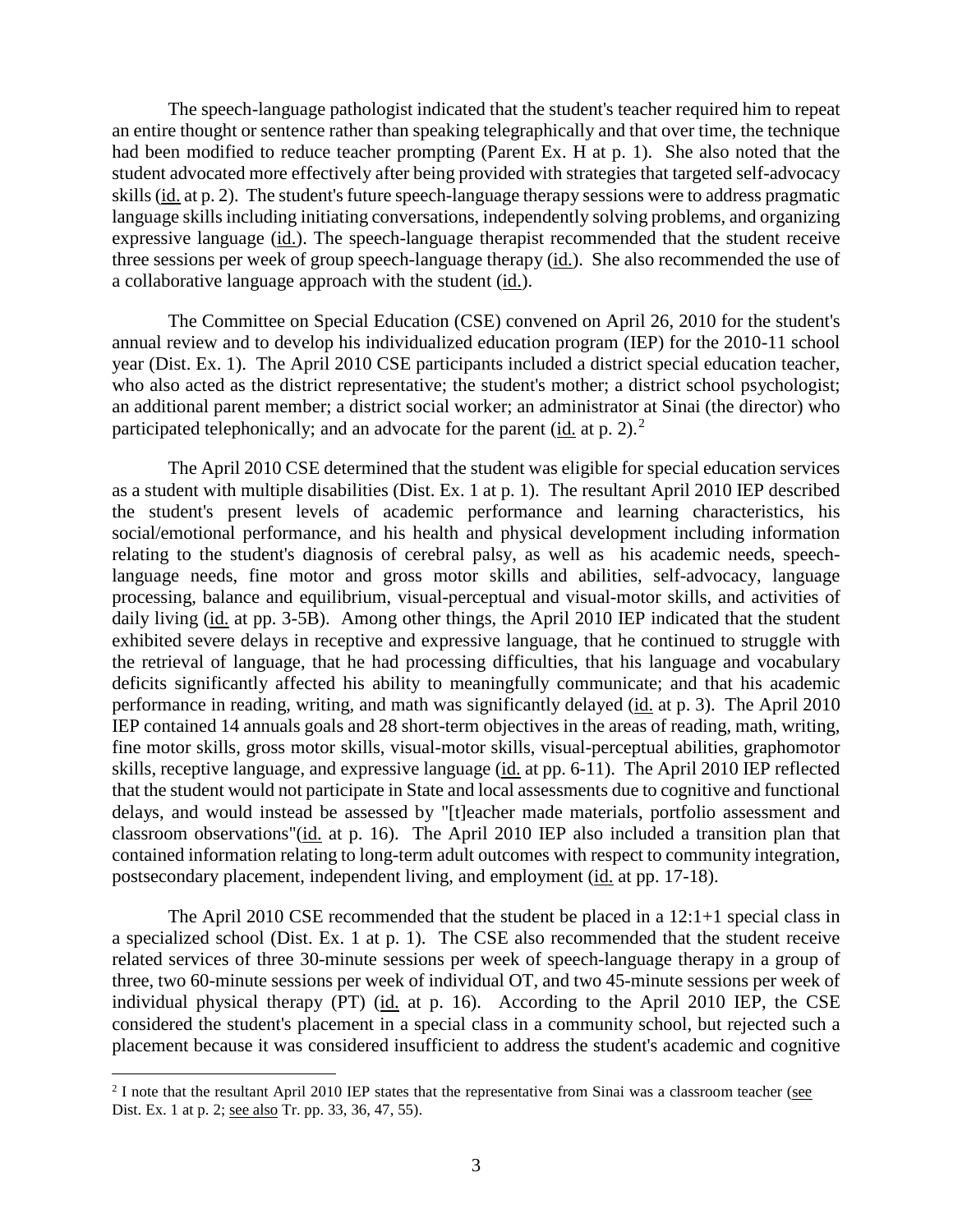The speech-language pathologist indicated that the student's teacher required him to repeat an entire thought or sentence rather than speaking telegraphically and that over time, the technique had been modified to reduce teacher prompting (Parent Ex. H at p. 1). She also noted that the student advocated more effectively after being provided with strategies that targeted self-advocacy skills (id. at p. 2). The student's future speech-language therapy sessions were to address pragmatic language skills including initiating conversations, independently solving problems, and organizing expressive language (id.). The speech-language therapist recommended that the student receive three sessions per week of group speech-language therapy (id.). She also recommended the use of a collaborative language approach with the student (id.).

The Committee on Special Education (CSE) convened on April 26, 2010 for the student's annual review and to develop his individualized education program (IEP) for the 2010-11 school year (Dist. Ex. 1). The April 2010 CSE participants included a district special education teacher, who also acted as the district representative; the student's mother; a district school psychologist; an additional parent member; a district social worker; an administrator at Sinai (the director) who participated telephonically; and an advocate for the parent (id. at p. 2).[2]

The April 2010 CSE determined that the student was eligible for special education services as a student with multiple disabilities (Dist. Ex. 1 at p. 1). The resultant April 2010 IEP described the student's present levels of academic performance and learning characteristics, his social/emotional performance, and his health and physical development including information relating to the student's diagnosis of cerebral palsy, as well as his academic needs, speech-language needs, fine motor and gross motor skills and abilities, self-advocacy, language processing, balance and equilibrium, visual-perceptual and visual-motor skills, and activities of daily living (id. at pp. 3-5B). Among other things, the April 2010 IEP indicated that the student exhibited severe delays in receptive and expressive language, that he continued to struggle with the retrieval of language, that he had processing difficulties, that his language and vocabulary deficits significantly affected his ability to meaningfully communicate; and that his academic performance in reading, writing, and math was significantly delayed (id. at p. 3). The April 2010 IEP contained 14 annuals goals and 28 short-term objectives in the areas of reading, math, writing, fine motor skills, gross motor skills, visual-motor skills, visual-perceptual abilities, graphomotor skills, receptive language, and expressive language (id. at pp. 6-11). The April 2010 IEP reflected that the student would not participate in State and local assessments due to cognitive and functional delays, and would instead be assessed by "[t]eacher made materials, portfolio assessment and classroom observations"(id. at p. 16). The April 2010 IEP also included a transition plan that contained information relating to long-term adult outcomes with respect to community integration, postsecondary placement, independent living, and employment (id. at pp. 17-18).

The April 2010 CSE recommended that the student be placed in a 12:1+1 special class in a specialized school (Dist. Ex. 1 at p. 1). The CSE also recommended that the student receive related services of three 30-minute sessions per week of speech-language therapy in a group of three, two 60-minute sessions per week of individual OT, and two 45-minute sessions per week of individual physical therapy (PT) (id. at p. 16). According to the April 2010 IEP, the CSE considered the student's placement in a special class in a community school, but rejected such a placement because it was considered insufficient to address the student's academic and cognitive

[2] I note that the resultant April 2010 IEP states that the representative from Sinai was a classroom teacher (see Dist. Ex. 1 at p. 2; see also Tr. pp. 33, 36, 47, 55).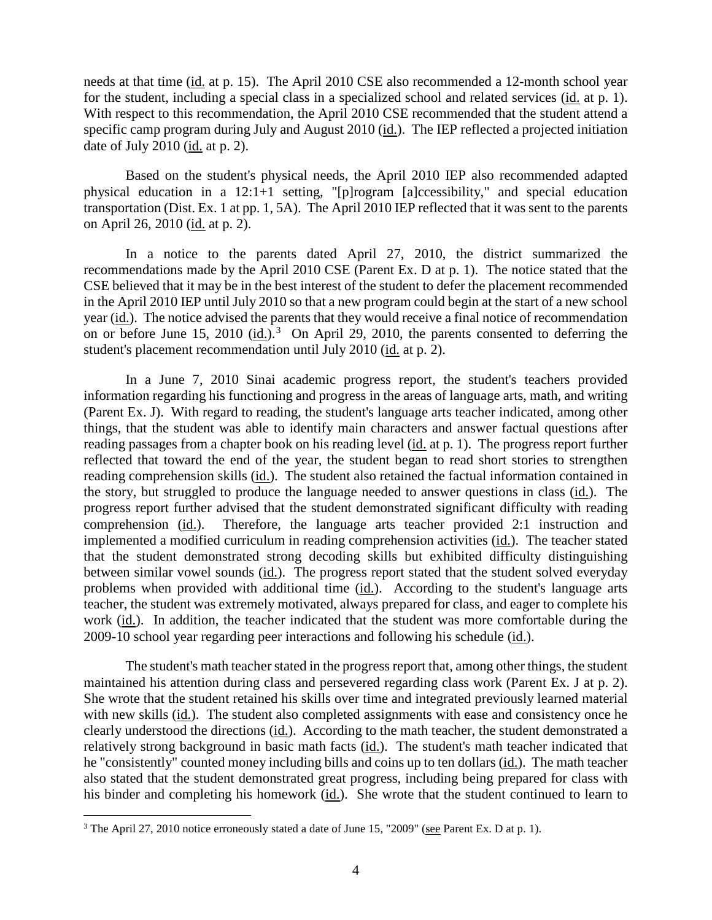needs at that time (id. at p. 15). The April 2010 CSE also recommended a 12-month school year for the student, including a special class in a specialized school and related services (id. at p. 1). With respect to this recommendation, the April 2010 CSE recommended that the student attend a specific camp program during July and August 2010 (id.). The IEP reflected a projected initiation date of July 2010 (id. at p. 2).

Based on the student's physical needs, the April 2010 IEP also recommended adapted physical education in a 12:1+1 setting, "[p]rogram [a]ccessibility," and special education transportation (Dist. Ex. 1 at pp. 1, 5A). The April 2010 IEP reflected that it was sent to the parents on April 26, 2010 (id. at p. 2).

In a notice to the parents dated April 27, 2010, the district summarized the recommendations made by the April 2010 CSE (Parent Ex. D at p. 1). The notice stated that the CSE believed that it may be in the best interest of the student to defer the placement recommended in the April 2010 IEP until July 2010 so that a new program could begin at the start of a new school year (id.). The notice advised the parents that they would receive a final notice of recommendation on or before June 15, 2010 (id.).[3] On April 29, 2010, the parents consented to deferring the student's placement recommendation until July 2010 (id. at p. 2).

In a June 7, 2010 Sinai academic progress report, the student's teachers provided information regarding his functioning and progress in the areas of language arts, math, and writing (Parent Ex. J). With regard to reading, the student's language arts teacher indicated, among other things, that the student was able to identify main characters and answer factual questions after reading passages from a chapter book on his reading level (id. at p. 1). The progress report further reflected that toward the end of the year, the student began to read short stories to strengthen reading comprehension skills (id.). The student also retained the factual information contained in the story, but struggled to produce the language needed to answer questions in class (id.). The progress report further advised that the student demonstrated significant difficulty with reading comprehension (id.). Therefore, the language arts teacher provided 2:1 instruction and implemented a modified curriculum in reading comprehension activities (id.). The teacher stated that the student demonstrated strong decoding skills but exhibited difficulty distinguishing between similar vowel sounds (id.). The progress report stated that the student solved everyday problems when provided with additional time (id.). According to the student's language arts teacher, the student was extremely motivated, always prepared for class, and eager to complete his work (id.). In addition, the teacher indicated that the student was more comfortable during the 2009-10 school year regarding peer interactions and following his schedule (id.).

The student's math teacher stated in the progress report that, among other things, the student maintained his attention during class and persevered regarding class work (Parent Ex. J at p. 2). She wrote that the student retained his skills over time and integrated previously learned material with new skills (id.). The student also completed assignments with ease and consistency once he clearly understood the directions (id.). According to the math teacher, the student demonstrated a relatively strong background in basic math facts (id.). The student's math teacher indicated that he "consistently" counted money including bills and coins up to ten dollars (id.). The math teacher also stated that the student demonstrated great progress, including being prepared for class with his binder and completing his homework (id.). She wrote that the student continued to learn to

[3] The April 27, 2010 notice erroneously stated a date of June 15, "2009" (see Parent Ex. D at p. 1).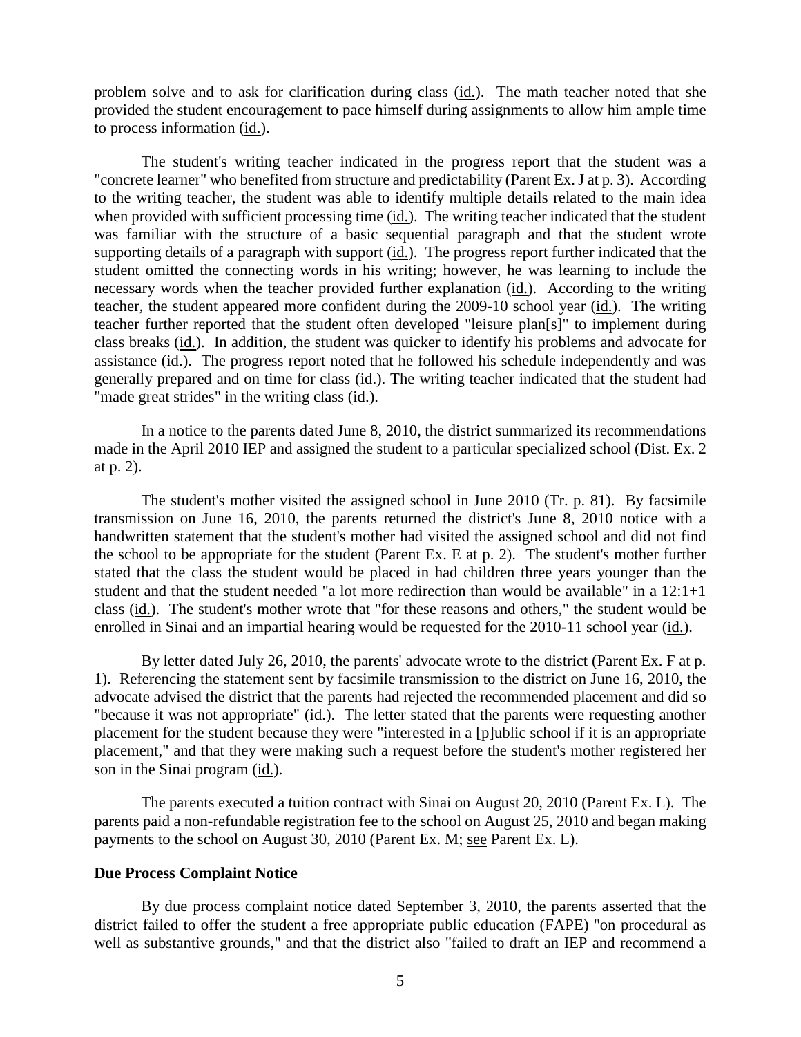problem solve and to ask for clarification during class (id.). The math teacher noted that she provided the student encouragement to pace himself during assignments to allow him ample time to process information (id.).

The student's writing teacher indicated in the progress report that the student was a "concrete learner" who benefited from structure and predictability (Parent Ex. J at p. 3). According to the writing teacher, the student was able to identify multiple details related to the main idea when provided with sufficient processing time (id.). The writing teacher indicated that the student was familiar with the structure of a basic sequential paragraph and that the student wrote supporting details of a paragraph with support (id.). The progress report further indicated that the student omitted the connecting words in his writing; however, he was learning to include the necessary words when the teacher provided further explanation (id.). According to the writing teacher, the student appeared more confident during the 2009-10 school year (id.). The writing teacher further reported that the student often developed "leisure plan[s]" to implement during class breaks (id.). In addition, the student was quicker to identify his problems and advocate for assistance (id.). The progress report noted that he followed his schedule independently and was generally prepared and on time for class (id.). The writing teacher indicated that the student had "made great strides" in the writing class (id.).

In a notice to the parents dated June 8, 2010, the district summarized its recommendations made in the April 2010 IEP and assigned the student to a particular specialized school (Dist. Ex. 2 at p. 2).

The student's mother visited the assigned school in June 2010 (Tr. p. 81). By facsimile transmission on June 16, 2010, the parents returned the district's June 8, 2010 notice with a handwritten statement that the student's mother had visited the assigned school and did not find the school to be appropriate for the student (Parent Ex. E at p. 2). The student's mother further stated that the class the student would be placed in had children three years younger than the student and that the student needed "a lot more redirection than would be available" in a 12:1+1 class (id.). The student's mother wrote that "for these reasons and others," the student would be enrolled in Sinai and an impartial hearing would be requested for the 2010-11 school year (id.).

By letter dated July 26, 2010, the parents' advocate wrote to the district (Parent Ex. F at p. 1). Referencing the statement sent by facsimile transmission to the district on June 16, 2010, the advocate advised the district that the parents had rejected the recommended placement and did so "because it was not appropriate" (id.). The letter stated that the parents were requesting another placement for the student because they were "interested in a [p]ublic school if it is an appropriate placement," and that they were making such a request before the student's mother registered her son in the Sinai program (id.).

The parents executed a tuition contract with Sinai on August 20, 2010 (Parent Ex. L). The parents paid a non-refundable registration fee to the school on August 25, 2010 and began making payments to the school on August 30, 2010 (Parent Ex. M; see Parent Ex. L).

**Due Process Complaint Notice**

By due process complaint notice dated September 3, 2010, the parents asserted that the district failed to offer the student a free appropriate public education (FAPE) "on procedural as well as substantive grounds," and that the district also "failed to draft an IEP and recommend a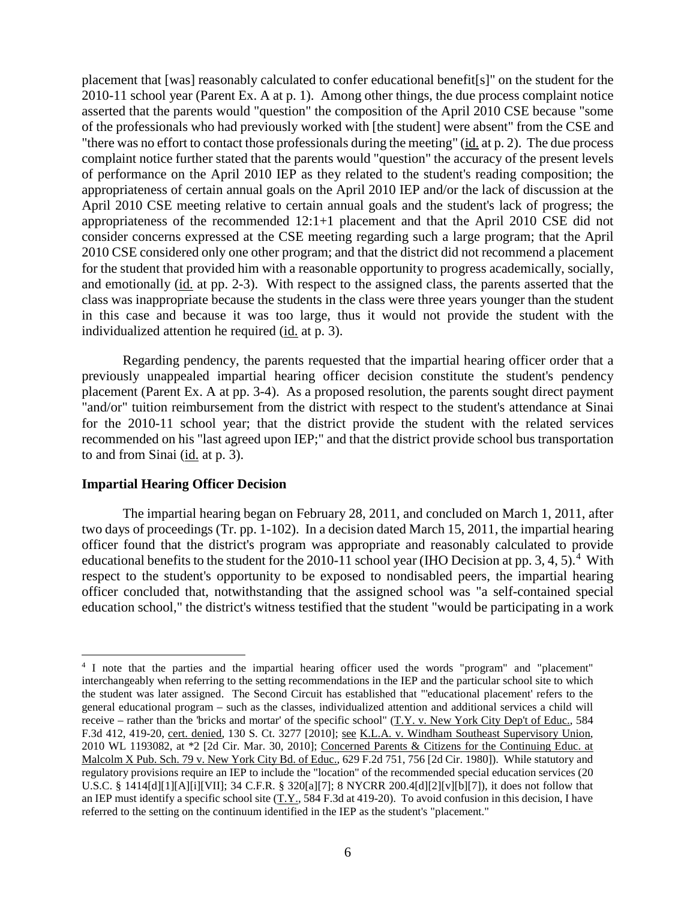placement that [was] reasonably calculated to confer educational benefit[s]" on the student for the 2010-11 school year (Parent Ex. A at p. 1). Among other things, the due process complaint notice asserted that the parents would "question" the composition of the April 2010 CSE because "some of the professionals who had previously worked with [the student] were absent" from the CSE and "there was no effort to contact those professionals during the meeting" (id. at p. 2). The due process complaint notice further stated that the parents would "question" the accuracy of the present levels of performance on the April 2010 IEP as they related to the student's reading composition; the appropriateness of certain annual goals on the April 2010 IEP and/or the lack of discussion at the April 2010 CSE meeting relative to certain annual goals and the student's lack of progress; the appropriateness of the recommended 12:1+1 placement and that the April 2010 CSE did not consider concerns expressed at the CSE meeting regarding such a large program; that the April 2010 CSE considered only one other program; and that the district did not recommend a placement for the student that provided him with a reasonable opportunity to progress academically, socially, and emotionally (id. at pp. 2-3). With respect to the assigned class, the parents asserted that the class was inappropriate because the students in the class were three years younger than the student in this case and because it was too large, thus it would not provide the student with the individualized attention he required (id. at p. 3).

Regarding pendency, the parents requested that the impartial hearing officer order that a previously unappealed impartial hearing officer decision constitute the student's pendency placement (Parent Ex. A at pp. 3-4). As a proposed resolution, the parents sought direct payment "and/or" tuition reimbursement from the district with respect to the student's attendance at Sinai for the 2010-11 school year; that the district provide the student with the related services recommended on his "last agreed upon IEP;" and that the district provide school bus transportation to and from Sinai (id. at p. 3).

**Impartial Hearing Officer Decision**

The impartial hearing began on February 28, 2011, and concluded on March 1, 2011, after two days of proceedings (Tr. pp. 1-102). In a decision dated March 15, 2011, the impartial hearing officer found that the district's program was appropriate and reasonably calculated to provide educational benefits to the student for the 2010-11 school year (IHO Decision at pp. 3, 4, 5).[4] With respect to the student's opportunity to be exposed to nondisabled peers, the impartial hearing officer concluded that, notwithstanding that the assigned school was "a self-contained special education school," the district's witness testified that the student "would be participating in a work

---

[4] I note that the parties and the impartial hearing officer used the words "program" and "placement" interchangeably when referring to the setting recommendations in the IEP and the particular school site to which the student was later assigned. The Second Circuit has established that "'educational placement' refers to the general educational program – such as the classes, individualized attention and additional services a child will receive – rather than the 'bricks and mortar' of the specific school" (T.Y. v. New York City Dep't of Educ., 584 F.3d 412, 419-20, cert. denied, 130 S. Ct. 3277 [2010]; see K.L.A. v. Windham Southeast Supervisory Union, 2010 WL 1193082, at *2 [2d Cir. Mar. 30, 2010]; Concerned Parents & Citizens for the Continuing Educ. at Malcolm X Pub. Sch. 79 v. New York City Bd. of Educ., 629 F.2d 751, 756 [2d Cir. 1980]). While statutory and regulatory provisions require an IEP to include the "location" of the recommended special education services (20 U.S.C. § 1414[d][1][A][i][VII]; 34 C.F.R. § 320[a][7]; 8 NYCRR 200.4[d][2][v][b][7]), it does not follow that an IEP must identify a specific school site (T.Y., 584 F.3d at 419-20). To avoid confusion in this decision, I have referred to the setting on the continuum identified in the IEP as the student's "placement."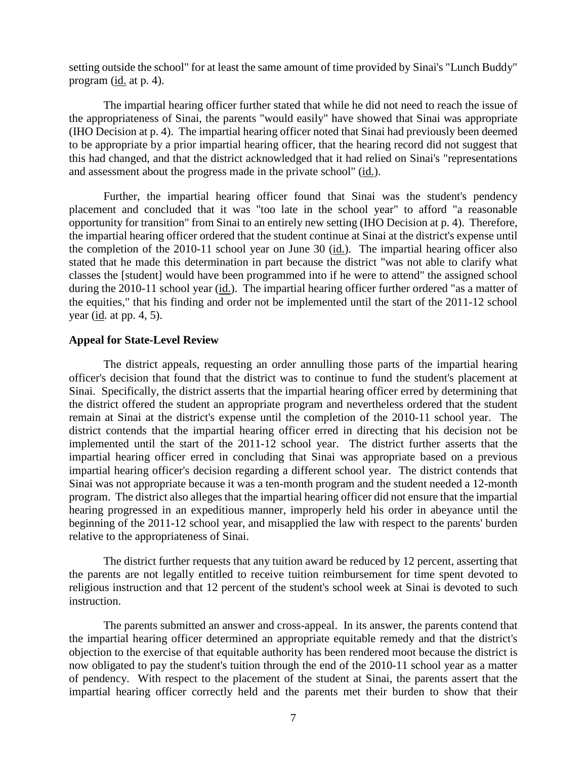setting outside the school" for at least the same amount of time provided by Sinai's "Lunch Buddy" program (id. at p. 4).

The impartial hearing officer further stated that while he did not need to reach the issue of the appropriateness of Sinai, the parents "would easily" have showed that Sinai was appropriate (IHO Decision at p. 4). The impartial hearing officer noted that Sinai had previously been deemed to be appropriate by a prior impartial hearing officer, that the hearing record did not suggest that this had changed, and that the district acknowledged that it had relied on Sinai's "representations and assessment about the progress made in the private school" (id.).

Further, the impartial hearing officer found that Sinai was the student's pendency placement and concluded that it was "too late in the school year" to afford "a reasonable opportunity for transition" from Sinai to an entirely new setting (IHO Decision at p. 4). Therefore, the impartial hearing officer ordered that the student continue at Sinai at the district's expense until the completion of the 2010-11 school year on June 30 (id.). The impartial hearing officer also stated that he made this determination in part because the district "was not able to clarify what classes the [student] would have been programmed into if he were to attend" the assigned school during the 2010-11 school year (id.). The impartial hearing officer further ordered "as a matter of the equities," that his finding and order not be implemented until the start of the 2011-12 school year (id. at pp. 4, 5).

**Appeal for State-Level Review**

The district appeals, requesting an order annulling those parts of the impartial hearing officer's decision that found that the district was to continue to fund the student's placement at Sinai. Specifically, the district asserts that the impartial hearing officer erred by determining that the district offered the student an appropriate program and nevertheless ordered that the student remain at Sinai at the district's expense until the completion of the 2010-11 school year. The district contends that the impartial hearing officer erred in directing that his decision not be implemented until the start of the 2011-12 school year. The district further asserts that the impartial hearing officer erred in concluding that Sinai was appropriate based on a previous impartial hearing officer's decision regarding a different school year. The district contends that Sinai was not appropriate because it was a ten-month program and the student needed a 12-month program. The district also alleges that the impartial hearing officer did not ensure that the impartial hearing progressed in an expeditious manner, improperly held his order in abeyance until the beginning of the 2011-12 school year, and misapplied the law with respect to the parents' burden relative to the appropriateness of Sinai.

The district further requests that any tuition award be reduced by 12 percent, asserting that the parents are not legally entitled to receive tuition reimbursement for time spent devoted to religious instruction and that 12 percent of the student's school week at Sinai is devoted to such instruction.

The parents submitted an answer and cross-appeal. In its answer, the parents contend that the impartial hearing officer determined an appropriate equitable remedy and that the district's objection to the exercise of that equitable authority has been rendered moot because the district is now obligated to pay the student's tuition through the end of the 2010-11 school year as a matter of pendency. With respect to the placement of the student at Sinai, the parents assert that the impartial hearing officer correctly held and the parents met their burden to show that their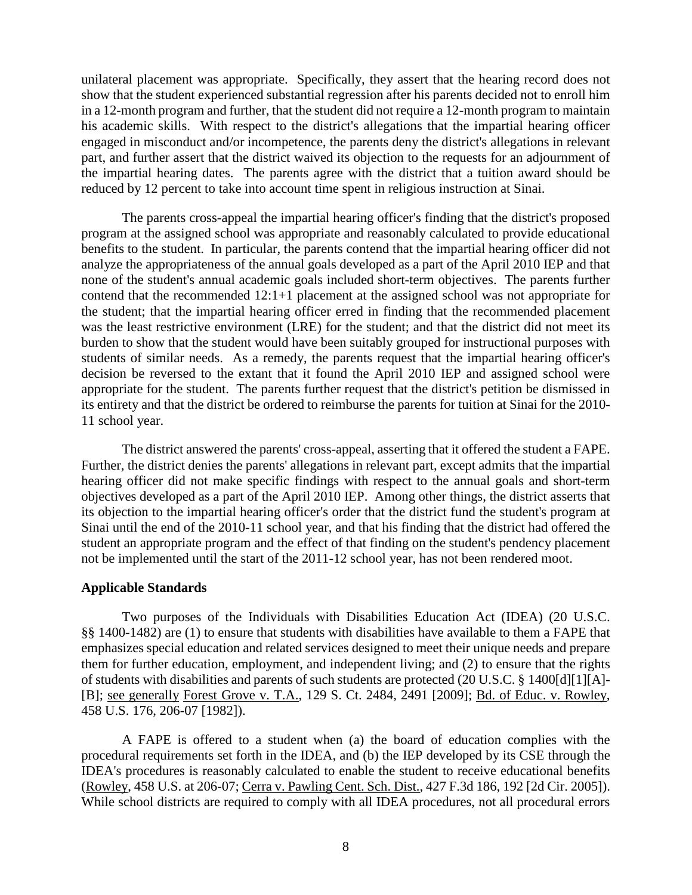unilateral placement was appropriate. Specifically, they assert that the hearing record does not show that the student experienced substantial regression after his parents decided not to enroll him in a 12-month program and further, that the student did not require a 12-month program to maintain his academic skills. With respect to the district's allegations that the impartial hearing officer engaged in misconduct and/or incompetence, the parents deny the district's allegations in relevant part, and further assert that the district waived its objection to the requests for an adjournment of the impartial hearing dates. The parents agree with the district that a tuition award should be reduced by 12 percent to take into account time spent in religious instruction at Sinai.

The parents cross-appeal the impartial hearing officer's finding that the district's proposed program at the assigned school was appropriate and reasonably calculated to provide educational benefits to the student. In particular, the parents contend that the impartial hearing officer did not analyze the appropriateness of the annual goals developed as a part of the April 2010 IEP and that none of the student's annual academic goals included short-term objectives. The parents further contend that the recommended 12:1+1 placement at the assigned school was not appropriate for the student; that the impartial hearing officer erred in finding that the recommended placement was the least restrictive environment (LRE) for the student; and that the district did not meet its burden to show that the student would have been suitably grouped for instructional purposes with students of similar needs. As a remedy, the parents request that the impartial hearing officer's decision be reversed to the extant that it found the April 2010 IEP and assigned school were appropriate for the student. The parents further request that the district's petition be dismissed in its entirety and that the district be ordered to reimburse the parents for tuition at Sinai for the 2010-11 school year.

The district answered the parents' cross-appeal, asserting that it offered the student a FAPE. Further, the district denies the parents' allegations in relevant part, except admits that the impartial hearing officer did not make specific findings with respect to the annual goals and short-term objectives developed as a part of the April 2010 IEP. Among other things, the district asserts that its objection to the impartial hearing officer's order that the district fund the student's program at Sinai until the end of the 2010-11 school year, and that his finding that the district had offered the student an appropriate program and the effect of that finding on the student's pendency placement not be implemented until the start of the 2011-12 school year, has not been rendered moot.

**Applicable Standards**

Two purposes of the Individuals with Disabilities Education Act (IDEA) (20 U.S.C. §§ 1400-1482) are (1) to ensure that students with disabilities have available to them a FAPE that emphasizes special education and related services designed to meet their unique needs and prepare them for further education, employment, and independent living; and (2) to ensure that the rights of students with disabilities and parents of such students are protected (20 U.S.C. § 1400[d][1][A]-[B]; see generally Forest Grove v. T.A., 129 S. Ct. 2484, 2491 [2009]; Bd. of Educ. v. Rowley, 458 U.S. 176, 206-07 [1982]).

A FAPE is offered to a student when (a) the board of education complies with the procedural requirements set forth in the IDEA, and (b) the IEP developed by its CSE through the IDEA's procedures is reasonably calculated to enable the student to receive educational benefits (Rowley, 458 U.S. at 206-07; Cerra v. Pawling Cent. Sch. Dist., 427 F.3d 186, 192 [2d Cir. 2005]). While school districts are required to comply with all IDEA procedures, not all procedural errors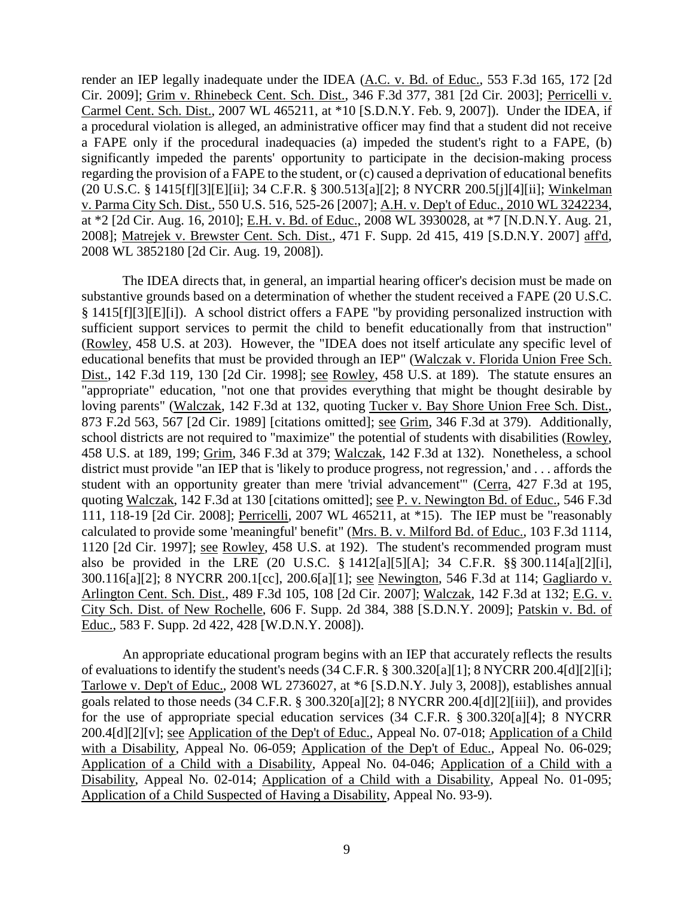render an IEP legally inadequate under the IDEA (A.C. v. Bd. of Educ., 553 F.3d 165, 172 [2d Cir. 2009]; Grim v. Rhinebeck Cent. Sch. Dist., 346 F.3d 377, 381 [2d Cir. 2003]; Perricelli v. Carmel Cent. Sch. Dist., 2007 WL 465211, at *10 [S.D.N.Y. Feb. 9, 2007]). Under the IDEA, if a procedural violation is alleged, an administrative officer may find that a student did not receive a FAPE only if the procedural inadequacies (a) impeded the student's right to a FAPE, (b) significantly impeded the parents' opportunity to participate in the decision-making process regarding the provision of a FAPE to the student, or (c) caused a deprivation of educational benefits (20 U.S.C. § 1415[f][3][E][ii]; 34 C.F.R. § 300.513[a][2]; 8 NYCRR 200.5[j][4][ii]; Winkelman v. Parma City Sch. Dist., 550 U.S. 516, 525-26 [2007]; A.H. v. Dep't of Educ., 2010 WL 3242234, at *2 [2d Cir. Aug. 16, 2010]; E.H. v. Bd. of Educ., 2008 WL 3930028, at *7 [N.D.N.Y. Aug. 21, 2008]; Matrejek v. Brewster Cent. Sch. Dist., 471 F. Supp. 2d 415, 419 [S.D.N.Y. 2007] aff'd, 2008 WL 3852180 [2d Cir. Aug. 19, 2008]).

The IDEA directs that, in general, an impartial hearing officer's decision must be made on substantive grounds based on a determination of whether the student received a FAPE (20 U.S.C. § 1415[f][3][E][i]). A school district offers a FAPE "by providing personalized instruction with sufficient support services to permit the child to benefit educationally from that instruction" (Rowley, 458 U.S. at 203). However, the "IDEA does not itself articulate any specific level of educational benefits that must be provided through an IEP" (Walczak v. Florida Union Free Sch. Dist., 142 F.3d 119, 130 [2d Cir. 1998]; see Rowley, 458 U.S. at 189). The statute ensures an "appropriate" education, "not one that provides everything that might be thought desirable by loving parents" (Walczak, 142 F.3d at 132, quoting Tucker v. Bay Shore Union Free Sch. Dist., 873 F.2d 563, 567 [2d Cir. 1989] [citations omitted]; see Grim, 346 F.3d at 379). Additionally, school districts are not required to "maximize" the potential of students with disabilities (Rowley, 458 U.S. at 189, 199; Grim, 346 F.3d at 379; Walczak, 142 F.3d at 132). Nonetheless, a school district must provide "an IEP that is 'likely to produce progress, not regression,' and . . . affords the student with an opportunity greater than mere 'trivial advancement'" (Cerra, 427 F.3d at 195, quoting Walczak, 142 F.3d at 130 [citations omitted]; see P. v. Newington Bd. of Educ., 546 F.3d 111, 118-19 [2d Cir. 2008]; Perricelli, 2007 WL 465211, at *15). The IEP must be "reasonably calculated to provide some 'meaningful' benefit" (Mrs. B. v. Milford Bd. of Educ., 103 F.3d 1114, 1120 [2d Cir. 1997]; see Rowley, 458 U.S. at 192). The student's recommended program must also be provided in the LRE (20 U.S.C. § 1412[a][5][A]; 34 C.F.R. §§ 300.114[a][2][i], 300.116[a][2]; 8 NYCRR 200.1[cc], 200.6[a][1]; see Newington, 546 F.3d at 114; Gagliardo v. Arlington Cent. Sch. Dist., 489 F.3d 105, 108 [2d Cir. 2007]; Walczak, 142 F.3d at 132; E.G. v. City Sch. Dist. of New Rochelle, 606 F. Supp. 2d 384, 388 [S.D.N.Y. 2009]; Patskin v. Bd. of Educ., 583 F. Supp. 2d 422, 428 [W.D.N.Y. 2008]).

An appropriate educational program begins with an IEP that accurately reflects the results of evaluations to identify the student's needs (34 C.F.R. § 300.320[a][1]; 8 NYCRR 200.4[d][2][i]; Tarlowe v. Dep't of Educ., 2008 WL 2736027, at *6 [S.D.N.Y. July 3, 2008]), establishes annual goals related to those needs (34 C.F.R. § 300.320[a][2]; 8 NYCRR 200.4[d][2][iii]), and provides for the use of appropriate special education services (34 C.F.R. § 300.320[a][4]; 8 NYCRR 200.4[d][2][v]; see Application of the Dep't of Educ., Appeal No. 07-018; Application of a Child with a Disability, Appeal No. 06-059; Application of the Dep't of Educ., Appeal No. 06-029; Application of a Child with a Disability, Appeal No. 04-046; Application of a Child with a Disability, Appeal No. 02-014; Application of a Child with a Disability, Appeal No. 01-095; Application of a Child Suspected of Having a Disability, Appeal No. 93-9).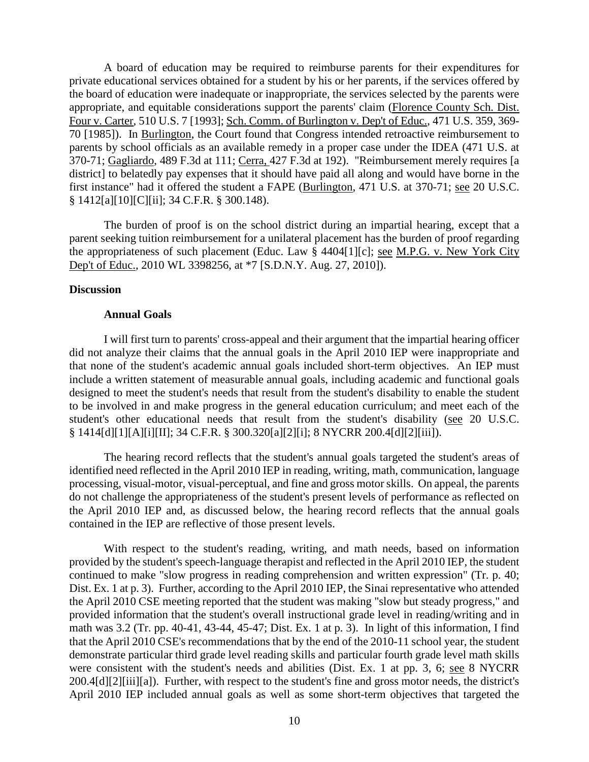A board of education may be required to reimburse parents for their expenditures for private educational services obtained for a student by his or her parents, if the services offered by the board of education were inadequate or inappropriate, the services selected by the parents were appropriate, and equitable considerations support the parents' claim (Florence County Sch. Dist. Four v. Carter, 510 U.S. 7 [1993]; Sch. Comm. of Burlington v. Dep't of Educ., 471 U.S. 359, 369-70 [1985]). In Burlington, the Court found that Congress intended retroactive reimbursement to parents by school officials as an available remedy in a proper case under the IDEA (471 U.S. at 370-71; Gagliardo, 489 F.3d at 111; Cerra, 427 F.3d at 192). "Reimbursement merely requires [a district] to belatedly pay expenses that it should have paid all along and would have borne in the first instance" had it offered the student a FAPE (Burlington, 471 U.S. at 370-71; see 20 U.S.C. § 1412[a][10][C][ii]; 34 C.F.R. § 300.148).

The burden of proof is on the school district during an impartial hearing, except that a parent seeking tuition reimbursement for a unilateral placement has the burden of proof regarding the appropriateness of such placement (Educ. Law § 4404[1][c]; see M.P.G. v. New York City Dep't of Educ., 2010 WL 3398256, at *7 [S.D.N.Y. Aug. 27, 2010]).

## Discussion

### Annual Goals

I will first turn to parents' cross-appeal and their argument that the impartial hearing officer did not analyze their claims that the annual goals in the April 2010 IEP were inappropriate and that none of the student's academic annual goals included short-term objectives. An IEP must include a written statement of measurable annual goals, including academic and functional goals designed to meet the student's needs that result from the student's disability to enable the student to be involved in and make progress in the general education curriculum; and meet each of the student's other educational needs that result from the student's disability (see 20 U.S.C. § 1414[d][1][A][i][II]; 34 C.F.R. § 300.320[a][2][i]; 8 NYCRR 200.4[d][2][iii]).

The hearing record reflects that the student's annual goals targeted the student's areas of identified need reflected in the April 2010 IEP in reading, writing, math, communication, language processing, visual-motor, visual-perceptual, and fine and gross motor skills. On appeal, the parents do not challenge the appropriateness of the student's present levels of performance as reflected on the April 2010 IEP and, as discussed below, the hearing record reflects that the annual goals contained in the IEP are reflective of those present levels.

With respect to the student's reading, writing, and math needs, based on information provided by the student's speech-language therapist and reflected in the April 2010 IEP, the student continued to make "slow progress in reading comprehension and written expression" (Tr. p. 40; Dist. Ex. 1 at p. 3). Further, according to the April 2010 IEP, the Sinai representative who attended the April 2010 CSE meeting reported that the student was making "slow but steady progress," and provided information that the student's overall instructional grade level in reading/writing and in math was 3.2 (Tr. pp. 40-41, 43-44, 45-47; Dist. Ex. 1 at p. 3). In light of this information, I find that the April 2010 CSE's recommendations that by the end of the 2010-11 school year, the student demonstrate particular third grade level reading skills and particular fourth grade level math skills were consistent with the student's needs and abilities (Dist. Ex. 1 at pp. 3, 6; see 8 NYCRR 200.4[d][2][iii][a]). Further, with respect to the student's fine and gross motor needs, the district's April 2010 IEP included annual goals as well as some short-term objectives that targeted the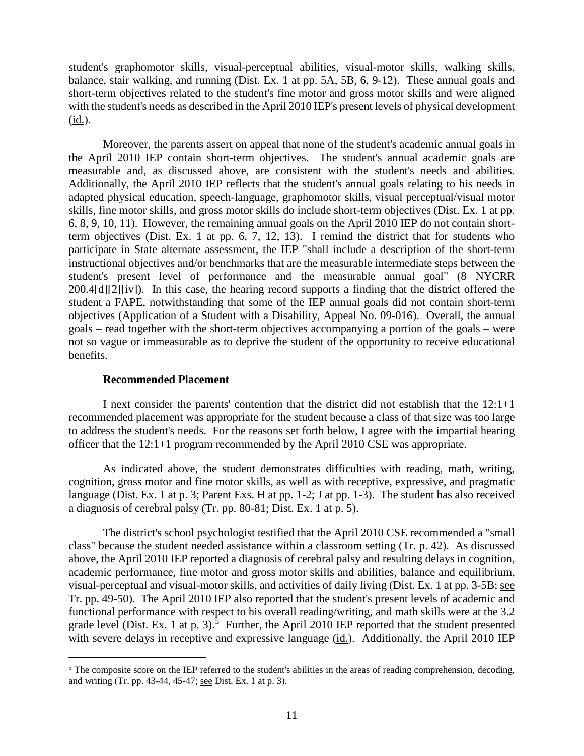student's graphomotor skills, visual-perceptual abilities, visual-motor skills, walking skills, balance, stair walking, and running (Dist. Ex. 1 at pp. 5A, 5B, 6, 9-12). These annual goals and short-term objectives related to the student's fine motor and gross motor skills and were aligned with the student's needs as described in the April 2010 IEP's present levels of physical development (id.).

Moreover, the parents assert on appeal that none of the student's academic annual goals in the April 2010 IEP contain short-term objectives. The student's annual academic goals are measurable and, as discussed above, are consistent with the student's needs and abilities. Additionally, the April 2010 IEP reflects that the student's annual goals relating to his needs in adapted physical education, speech-language, graphomotor skills, visual perceptual/visual motor skills, fine motor skills, and gross motor skills do include short-term objectives (Dist. Ex. 1 at pp. 6, 8, 9, 10, 11). However, the remaining annual goals on the April 2010 IEP do not contain short-term objectives (Dist. Ex. 1 at pp. 6, 7, 12, 13). I remind the district that for students who participate in State alternate assessment, the IEP "shall include a description of the short-term instructional objectives and/or benchmarks that are the measurable intermediate steps between the student's present level of performance and the measurable annual goal" (8 NYCRR 200.4[d][2][iv]). In this case, the hearing record supports a finding that the district offered the student a FAPE, notwithstanding that some of the IEP annual goals did not contain short-term objectives (Application of a Student with a Disability, Appeal No. 09-016). Overall, the annual goals – read together with the short-term objectives accompanying a portion of the goals – were not so vague or immeasurable as to deprive the student of the opportunity to receive educational benefits.

### Recommended Placement

I next consider the parents' contention that the district did not establish that the 12:1+1 recommended placement was appropriate for the student because a class of that size was too large to address the student's needs. For the reasons set forth below, I agree with the impartial hearing officer that the 12:1+1 program recommended by the April 2010 CSE was appropriate.

As indicated above, the student demonstrates difficulties with reading, math, writing, cognition, gross motor and fine motor skills, as well as with receptive, expressive, and pragmatic language (Dist. Ex. 1 at p. 3; Parent Exs. H at pp. 1-2; J at pp. 1-3). The student has also received a diagnosis of cerebral palsy (Tr. pp. 80-81; Dist. Ex. 1 at p. 5).

The district's school psychologist testified that the April 2010 CSE recommended a "small class" because the student needed assistance within a classroom setting (Tr. p. 42). As discussed above, the April 2010 IEP reported a diagnosis of cerebral palsy and resulting delays in cognition, academic performance, fine motor and gross motor skills and abilities, balance and equilibrium, visual-perceptual and visual-motor skills, and activities of daily living (Dist. Ex. 1 at pp. 3-5B; see Tr. pp. 49-50). The April 2010 IEP also reported that the student's present levels of academic and functional performance with respect to his overall reading/writing, and math skills were at the 3.2 grade level (Dist. Ex. 1 at p. 3).[5] Further, the April 2010 IEP reported that the student presented with severe delays in receptive and expressive language (id.). Additionally, the April 2010 IEP

[5] The composite score on the IEP referred to the student's abilities in the areas of reading comprehension, decoding, and writing (Tr. pp. 43-44, 45-47; see Dist. Ex. 1 at p. 3).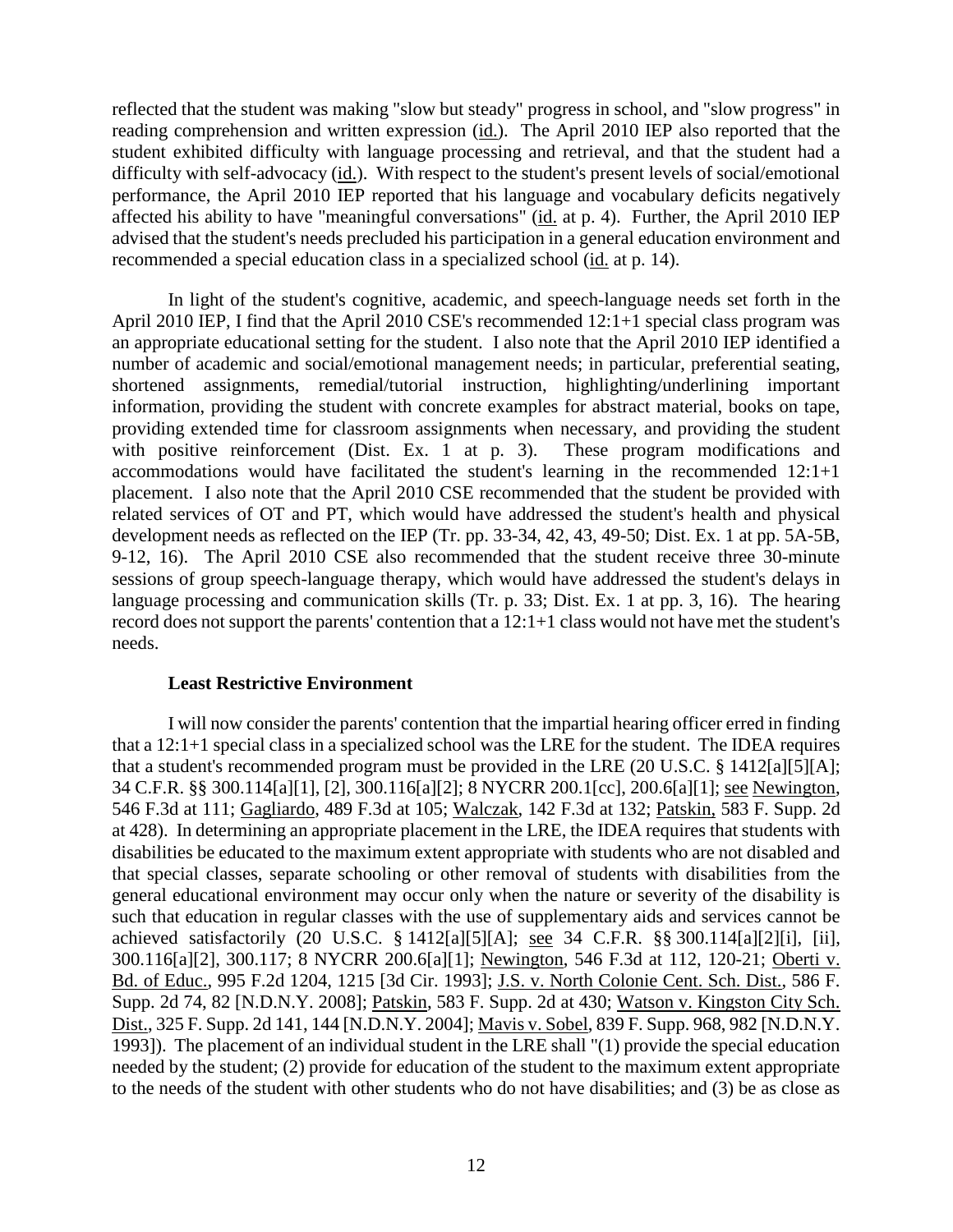reflected that the student was making "slow but steady" progress in school, and "slow progress" in reading comprehension and written expression (id.). The April 2010 IEP also reported that the student exhibited difficulty with language processing and retrieval, and that the student had a difficulty with self-advocacy (id.). With respect to the student's present levels of social/emotional performance, the April 2010 IEP reported that his language and vocabulary deficits negatively affected his ability to have "meaningful conversations" (id. at p. 4). Further, the April 2010 IEP advised that the student's needs precluded his participation in a general education environment and recommended a special education class in a specialized school (id. at p. 14).

In light of the student's cognitive, academic, and speech-language needs set forth in the April 2010 IEP, I find that the April 2010 CSE's recommended 12:1+1 special class program was an appropriate educational setting for the student. I also note that the April 2010 IEP identified a number of academic and social/emotional management needs; in particular, preferential seating, shortened assignments, remedial/tutorial instruction, highlighting/underlining important information, providing the student with concrete examples for abstract material, books on tape, providing extended time for classroom assignments when necessary, and providing the student with positive reinforcement (Dist. Ex. 1 at p. 3). These program modifications and accommodations would have facilitated the student's learning in the recommended 12:1+1 placement. I also note that the April 2010 CSE recommended that the student be provided with related services of OT and PT, which would have addressed the student's health and physical development needs as reflected on the IEP (Tr. pp. 33-34, 42, 43, 49-50; Dist. Ex. 1 at pp. 5A-5B, 9-12, 16). The April 2010 CSE also recommended that the student receive three 30-minute sessions of group speech-language therapy, which would have addressed the student's delays in language processing and communication skills (Tr. p. 33; Dist. Ex. 1 at pp. 3, 16). The hearing record does not support the parents' contention that a 12:1+1 class would not have met the student's needs.

### Least Restrictive Environment

I will now consider the parents' contention that the impartial hearing officer erred in finding that a 12:1+1 special class in a specialized school was the LRE for the student. The IDEA requires that a student's recommended program must be provided in the LRE (20 U.S.C. § 1412[a][5][A]; 34 C.F.R. §§ 300.114[a][1], [2], 300.116[a][2]; 8 NYCRR 200.1[cc], 200.6[a][1]; see Newington, 546 F.3d at 111; Gagliardo, 489 F.3d at 105; Walczak, 142 F.3d at 132; Patskin, 583 F. Supp. 2d at 428). In determining an appropriate placement in the LRE, the IDEA requires that students with disabilities be educated to the maximum extent appropriate with students who are not disabled and that special classes, separate schooling or other removal of students with disabilities from the general educational environment may occur only when the nature or severity of the disability is such that education in regular classes with the use of supplementary aids and services cannot be achieved satisfactorily (20 U.S.C. § 1412[a][5][A]; see 34 C.F.R. §§ 300.114[a][2][i], [ii], 300.116[a][2], 300.117; 8 NYCRR 200.6[a][1]; Newington, 546 F.3d at 112, 120-21; Oberti v. Bd. of Educ., 995 F.2d 1204, 1215 [3d Cir. 1993]; J.S. v. North Colonie Cent. Sch. Dist., 586 F. Supp. 2d 74, 82 [N.D.N.Y. 2008]; Patskin, 583 F. Supp. 2d at 430; Watson v. Kingston City Sch. Dist., 325 F. Supp. 2d 141, 144 [N.D.N.Y. 2004]; Mavis v. Sobel, 839 F. Supp. 968, 982 [N.D.N.Y. 1993]). The placement of an individual student in the LRE shall "(1) provide the special education needed by the student; (2) provide for education of the student to the maximum extent appropriate to the needs of the student with other students who do not have disabilities; and (3) be as close as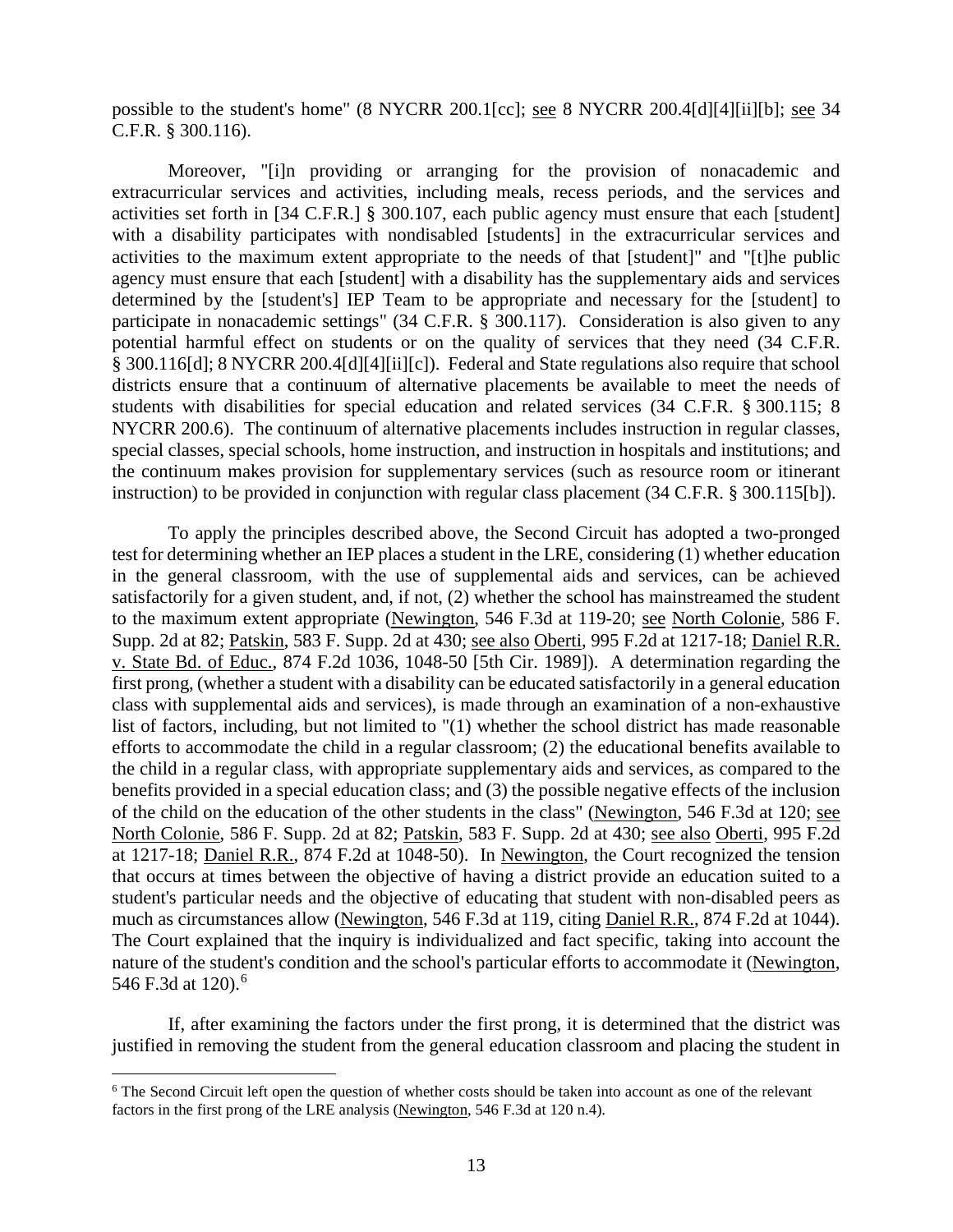possible to the student's home" (8 NYCRR 200.1[cc]; see 8 NYCRR 200.4[d][4][ii][b]; see 34 C.F.R. § 300.116).

Moreover, "[i]n providing or arranging for the provision of nonacademic and extracurricular services and activities, including meals, recess periods, and the services and activities set forth in [34 C.F.R.] § 300.107, each public agency must ensure that each [student] with a disability participates with nondisabled [students] in the extracurricular services and activities to the maximum extent appropriate to the needs of that [student]" and "[t]he public agency must ensure that each [student] with a disability has the supplementary aids and services determined by the [student's] IEP Team to be appropriate and necessary for the [student] to participate in nonacademic settings" (34 C.F.R. § 300.117). Consideration is also given to any potential harmful effect on students or on the quality of services that they need (34 C.F.R. § 300.116[d]; 8 NYCRR 200.4[d][4][ii][c]). Federal and State regulations also require that school districts ensure that a continuum of alternative placements be available to meet the needs of students with disabilities for special education and related services (34 C.F.R. § 300.115; 8 NYCRR 200.6). The continuum of alternative placements includes instruction in regular classes, special classes, special schools, home instruction, and instruction in hospitals and institutions; and the continuum makes provision for supplementary services (such as resource room or itinerant instruction) to be provided in conjunction with regular class placement (34 C.F.R. § 300.115[b]).

To apply the principles described above, the Second Circuit has adopted a two-pronged test for determining whether an IEP places a student in the LRE, considering (1) whether education in the general classroom, with the use of supplemental aids and services, can be achieved satisfactorily for a given student, and, if not, (2) whether the school has mainstreamed the student to the maximum extent appropriate (Newington, 546 F.3d at 119-20; see North Colonie, 586 F. Supp. 2d at 82; Patskin, 583 F. Supp. 2d at 430; see also Oberti, 995 F.2d at 1217-18; Daniel R.R. v. State Bd. of Educ., 874 F.2d 1036, 1048-50 [5th Cir. 1989]). A determination regarding the first prong, (whether a student with a disability can be educated satisfactorily in a general education class with supplemental aids and services), is made through an examination of a non-exhaustive list of factors, including, but not limited to "(1) whether the school district has made reasonable efforts to accommodate the child in a regular classroom; (2) the educational benefits available to the child in a regular class, with appropriate supplementary aids and services, as compared to the benefits provided in a special education class; and (3) the possible negative effects of the inclusion of the child on the education of the other students in the class" (Newington, 546 F.3d at 120; see North Colonie, 586 F. Supp. 2d at 82; Patskin, 583 F. Supp. 2d at 430; see also Oberti, 995 F.2d at 1217-18; Daniel R.R., 874 F.2d at 1048-50). In Newington, the Court recognized the tension that occurs at times between the objective of having a district provide an education suited to a student's particular needs and the objective of educating that student with non-disabled peers as much as circumstances allow (Newington, 546 F.3d at 119, citing Daniel R.R., 874 F.2d at 1044). The Court explained that the inquiry is individualized and fact specific, taking into account the nature of the student's condition and the school's particular efforts to accommodate it (Newington, 546 F.3d at 120).[6]

If, after examining the factors under the first prong, it is determined that the district was justified in removing the student from the general education classroom and placing the student in

[6] The Second Circuit left open the question of whether costs should be taken into account as one of the relevant factors in the first prong of the LRE analysis (Newington, 546 F.3d at 120 n.4).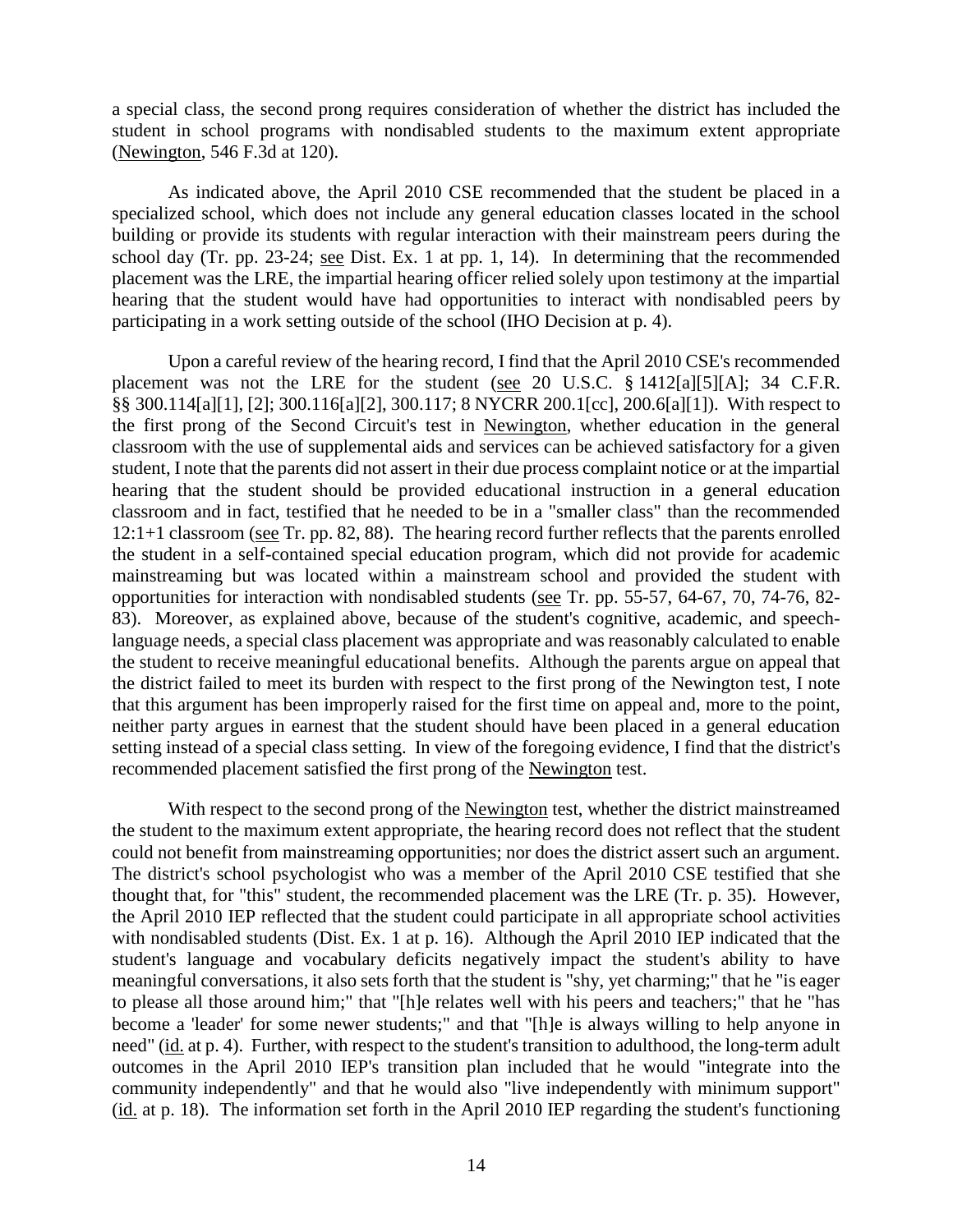a special class, the second prong requires consideration of whether the district has included the student in school programs with nondisabled students to the maximum extent appropriate (Newington, 546 F.3d at 120).

As indicated above, the April 2010 CSE recommended that the student be placed in a specialized school, which does not include any general education classes located in the school building or provide its students with regular interaction with their mainstream peers during the school day (Tr. pp. 23-24; see Dist. Ex. 1 at pp. 1, 14). In determining that the recommended placement was the LRE, the impartial hearing officer relied solely upon testimony at the impartial hearing that the student would have had opportunities to interact with nondisabled peers by participating in a work setting outside of the school (IHO Decision at p. 4).

Upon a careful review of the hearing record, I find that the April 2010 CSE's recommended placement was not the LRE for the student (see 20 U.S.C. § 1412[a][5][A]; 34 C.F.R. §§ 300.114[a][1], [2]; 300.116[a][2], 300.117; 8 NYCRR 200.1[cc], 200.6[a][1]). With respect to the first prong of the Second Circuit's test in Newington, whether education in the general classroom with the use of supplemental aids and services can be achieved satisfactory for a given student, I note that the parents did not assert in their due process complaint notice or at the impartial hearing that the student should be provided educational instruction in a general education classroom and in fact, testified that he needed to be in a "smaller class" than the recommended 12:1+1 classroom (see Tr. pp. 82, 88). The hearing record further reflects that the parents enrolled the student in a self-contained special education program, which did not provide for academic mainstreaming but was located within a mainstream school and provided the student with opportunities for interaction with nondisabled students (see Tr. pp. 55-57, 64-67, 70, 74-76, 82-83). Moreover, as explained above, because of the student's cognitive, academic, and speech-language needs, a special class placement was appropriate and was reasonably calculated to enable the student to receive meaningful educational benefits. Although the parents argue on appeal that the district failed to meet its burden with respect to the first prong of the Newington test, I note that this argument has been improperly raised for the first time on appeal and, more to the point, neither party argues in earnest that the student should have been placed in a general education setting instead of a special class setting. In view of the foregoing evidence, I find that the district's recommended placement satisfied the first prong of the Newington test.

With respect to the second prong of the Newington test, whether the district mainstreamed the student to the maximum extent appropriate, the hearing record does not reflect that the student could not benefit from mainstreaming opportunities; nor does the district assert such an argument. The district's school psychologist who was a member of the April 2010 CSE testified that she thought that, for "this" student, the recommended placement was the LRE (Tr. p. 35). However, the April 2010 IEP reflected that the student could participate in all appropriate school activities with nondisabled students (Dist. Ex. 1 at p. 16). Although the April 2010 IEP indicated that the student's language and vocabulary deficits negatively impact the student's ability to have meaningful conversations, it also sets forth that the student is "shy, yet charming;" that he "is eager to please all those around him;" that "[h]e relates well with his peers and teachers;" that he "has become a 'leader' for some newer students;" and that "[h]e is always willing to help anyone in need" (id. at p. 4). Further, with respect to the student's transition to adulthood, the long-term adult outcomes in the April 2010 IEP's transition plan included that he would "integrate into the community independently" and that he would also "live independently with minimum support" (id. at p. 18). The information set forth in the April 2010 IEP regarding the student's functioning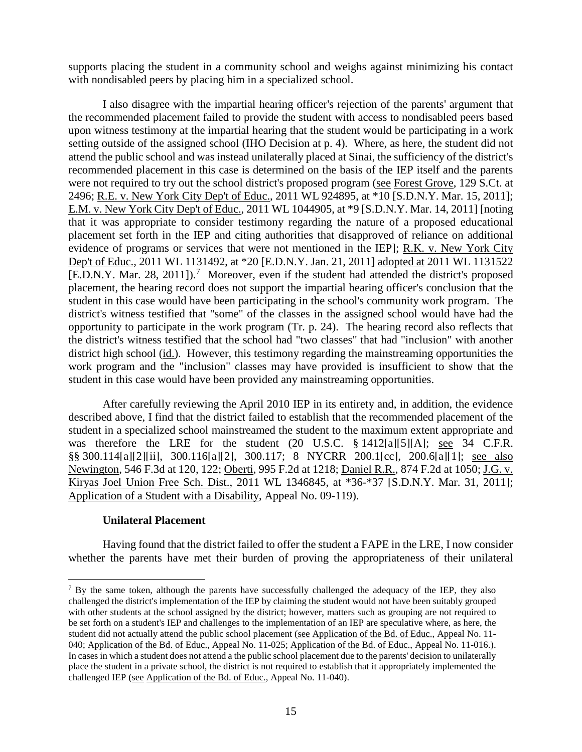supports placing the student in a community school and weighs against minimizing his contact with nondisabled peers by placing him in a specialized school.

I also disagree with the impartial hearing officer's rejection of the parents' argument that the recommended placement failed to provide the student with access to nondisabled peers based upon witness testimony at the impartial hearing that the student would be participating in a work setting outside of the assigned school (IHO Decision at p. 4). Where, as here, the student did not attend the public school and was instead unilaterally placed at Sinai, the sufficiency of the district's recommended placement in this case is determined on the basis of the IEP itself and the parents were not required to try out the school district's proposed program (see Forest Grove, 129 S.Ct. at 2496; R.E. v. New York City Dep't of Educ., 2011 WL 924895, at *10 [S.D.N.Y. Mar. 15, 2011]; E.M. v. New York City Dep't of Educ., 2011 WL 1044905, at *9 [S.D.N.Y. Mar. 14, 2011] [noting that it was appropriate to consider testimony regarding the nature of a proposed educational placement set forth in the IEP and citing authorities that disapproved of reliance on additional evidence of programs or services that were not mentioned in the IEP]; R.K. v. New York City Dep't of Educ., 2011 WL 1131492, at *20 [E.D.N.Y. Jan. 21, 2011] adopted at 2011 WL 1131522 [E.D.N.Y. Mar. 28, 2011]).[7] Moreover, even if the student had attended the district's proposed placement, the hearing record does not support the impartial hearing officer's conclusion that the student in this case would have been participating in the school's community work program. The district's witness testified that "some" of the classes in the assigned school would have had the opportunity to participate in the work program (Tr. p. 24). The hearing record also reflects that the district's witness testified that the school had "two classes" that had "inclusion" with another district high school (id.). However, this testimony regarding the mainstreaming opportunities the work program and the "inclusion" classes may have provided is insufficient to show that the student in this case would have been provided any mainstreaming opportunities.

After carefully reviewing the April 2010 IEP in its entirety and, in addition, the evidence described above, I find that the district failed to establish that the recommended placement of the student in a specialized school mainstreamed the student to the maximum extent appropriate and was therefore the LRE for the student (20 U.S.C. § 1412[a][5][A]; see 34 C.F.R. §§ 300.114[a][2][ii], 300.116[a][2], 300.117; 8 NYCRR 200.1[cc], 200.6[a][1]; see also Newington, 546 F.3d at 120, 122; Oberti, 995 F.2d at 1218; Daniel R.R., 874 F.2d at 1050; J.G. v. Kiryas Joel Union Free Sch. Dist., 2011 WL 1346845, at *36-*37 [S.D.N.Y. Mar. 31, 2011]; Application of a Student with a Disability, Appeal No. 09-119).

### Unilateral Placement

Having found that the district failed to offer the student a FAPE in the LRE, I now consider whether the parents have met their burden of proving the appropriateness of their unilateral

---

[7] By the same token, although the parents have successfully challenged the adequacy of the IEP, they also challenged the district's implementation of the IEP by claiming the student would not have been suitably grouped with other students at the school assigned by the district; however, matters such as grouping are not required to be set forth on a student's IEP and challenges to the implementation of an IEP are speculative where, as here, the student did not actually attend the public school placement (see Application of the Bd. of Educ., Appeal No. 11-040; Application of the Bd. of Educ., Appeal No. 11-025; Application of the Bd. of Educ., Appeal No. 11-016.). In cases in which a student does not attend a the public school placement due to the parents' decision to unilaterally place the student in a private school, the district is not required to establish that it appropriately implemented the challenged IEP (see Application of the Bd. of Educ., Appeal No. 11-040).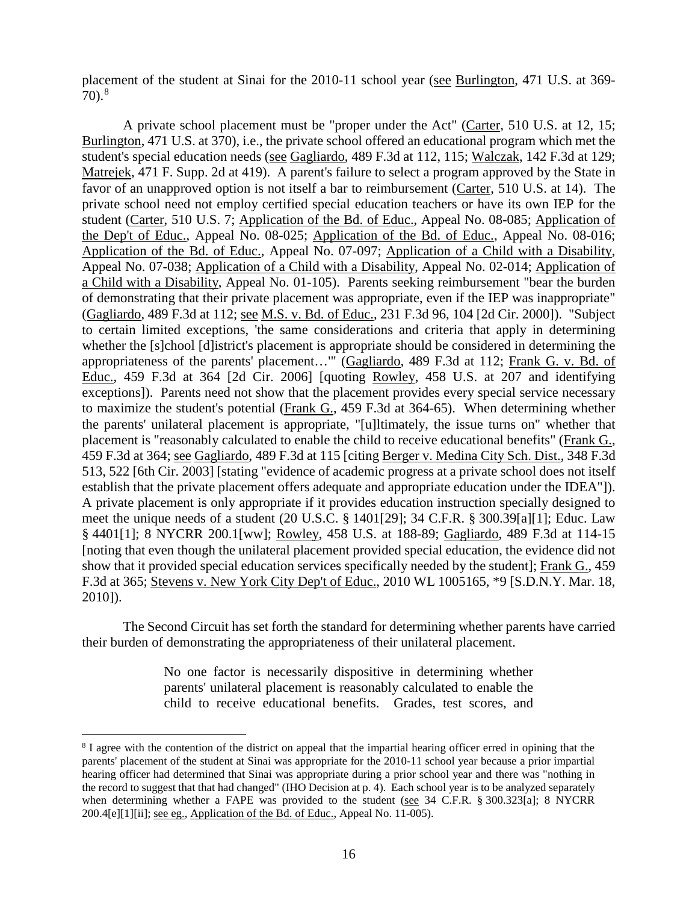placement of the student at Sinai for the 2010-11 school year (see Burlington, 471 U.S. at 369-70).[8]

A private school placement must be "proper under the Act" (Carter, 510 U.S. at 12, 15; Burlington, 471 U.S. at 370), i.e., the private school offered an educational program which met the student's special education needs (see Gagliardo, 489 F.3d at 112, 115; Walczak, 142 F.3d at 129; Matrejek, 471 F. Supp. 2d at 419). A parent's failure to select a program approved by the State in favor of an unapproved option is not itself a bar to reimbursement (Carter, 510 U.S. at 14). The private school need not employ certified special education teachers or have its own IEP for the student (Carter, 510 U.S. 7; Application of the Bd. of Educ., Appeal No. 08-085; Application of the Dep't of Educ., Appeal No. 08-025; Application of the Bd. of Educ., Appeal No. 08-016; Application of the Bd. of Educ., Appeal No. 07-097; Application of a Child with a Disability, Appeal No. 07-038; Application of a Child with a Disability, Appeal No. 02-014; Application of a Child with a Disability, Appeal No. 01-105). Parents seeking reimbursement "bear the burden of demonstrating that their private placement was appropriate, even if the IEP was inappropriate" (Gagliardo, 489 F.3d at 112; see M.S. v. Bd. of Educ., 231 F.3d 96, 104 [2d Cir. 2000]). "Subject to certain limited exceptions, 'the same considerations and criteria that apply in determining whether the [s]chool [d]istrict's placement is appropriate should be considered in determining the appropriateness of the parents' placement…'" (Gagliardo, 489 F.3d at 112; Frank G. v. Bd. of Educ., 459 F.3d at 364 [2d Cir. 2006] [quoting Rowley, 458 U.S. at 207 and identifying exceptions]). Parents need not show that the placement provides every special service necessary to maximize the student's potential (Frank G., 459 F.3d at 364-65). When determining whether the parents' unilateral placement is appropriate, "[u]ltimately, the issue turns on" whether that placement is "reasonably calculated to enable the child to receive educational benefits" (Frank G., 459 F.3d at 364; see Gagliardo, 489 F.3d at 115 [citing Berger v. Medina City Sch. Dist., 348 F.3d 513, 522 [6th Cir. 2003] [stating "evidence of academic progress at a private school does not itself establish that the private placement offers adequate and appropriate education under the IDEA"]). A private placement is only appropriate if it provides education instruction specially designed to meet the unique needs of a student (20 U.S.C. § 1401[29]; 34 C.F.R. § 300.39[a][1]; Educ. Law § 4401[1]; 8 NYCRR 200.1[ww]; Rowley, 458 U.S. at 188-89; Gagliardo, 489 F.3d at 114-15 [noting that even though the unilateral placement provided special education, the evidence did not show that it provided special education services specifically needed by the student]; Frank G., 459 F.3d at 365; Stevens v. New York City Dep't of Educ., 2010 WL 1005165, *9 [S.D.N.Y. Mar. 18, 2010]).

The Second Circuit has set forth the standard for determining whether parents have carried their burden of demonstrating the appropriateness of their unilateral placement.

> No one factor is necessarily dispositive in determining whether parents' unilateral placement is reasonably calculated to enable the child to receive educational benefits. Grades, test scores, and

[8] I agree with the contention of the district on appeal that the impartial hearing officer erred in opining that the parents' placement of the student at Sinai was appropriate for the 2010-11 school year because a prior impartial hearing officer had determined that Sinai was appropriate during a prior school year and there was "nothing in the record to suggest that that had changed" (IHO Decision at p. 4). Each school year is to be analyzed separately when determining whether a FAPE was provided to the student (see 34 C.F.R. § 300.323[a]; 8 NYCRR 200.4[e][1][ii]; see eg., Application of the Bd. of Educ., Appeal No. 11-005).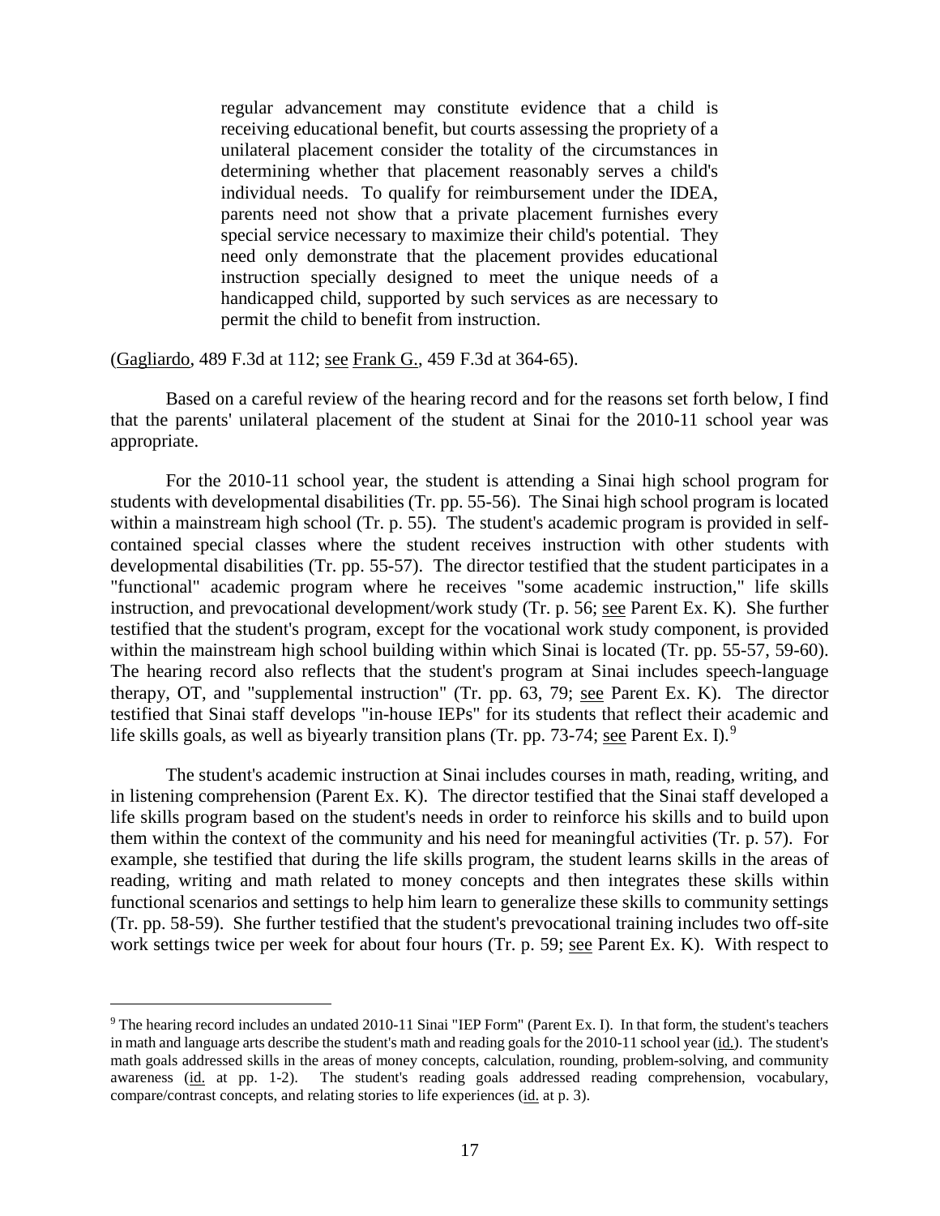> regular advancement may constitute evidence that a child is receiving educational benefit, but courts assessing the propriety of a unilateral placement consider the totality of the circumstances in determining whether that placement reasonably serves a child's individual needs. To qualify for reimbursement under the IDEA, parents need not show that a private placement furnishes every special service necessary to maximize their child's potential. They need only demonstrate that the placement provides educational instruction specially designed to meet the unique needs of a handicapped child, supported by such services as are necessary to permit the child to benefit from instruction.

(Gagliardo, 489 F.3d at 112; see Frank G., 459 F.3d at 364-65).

Based on a careful review of the hearing record and for the reasons set forth below, I find that the parents' unilateral placement of the student at Sinai for the 2010-11 school year was appropriate.

For the 2010-11 school year, the student is attending a Sinai high school program for students with developmental disabilities (Tr. pp. 55-56). The Sinai high school program is located within a mainstream high school (Tr. p. 55). The student's academic program is provided in self-contained special classes where the student receives instruction with other students with developmental disabilities (Tr. pp. 55-57). The director testified that the student participates in a "functional" academic program where he receives "some academic instruction," life skills instruction, and prevocational development/work study (Tr. p. 56; see Parent Ex. K). She further testified that the student's program, except for the vocational work study component, is provided within the mainstream high school building within which Sinai is located (Tr. pp. 55-57, 59-60). The hearing record also reflects that the student's program at Sinai includes speech-language therapy, OT, and "supplemental instruction" (Tr. pp. 63, 79; see Parent Ex. K). The director testified that Sinai staff develops "in-house IEPs" for its students that reflect their academic and life skills goals, as well as biyearly transition plans (Tr. pp. 73-74; see Parent Ex. I).[9]

The student's academic instruction at Sinai includes courses in math, reading, writing, and in listening comprehension (Parent Ex. K). The director testified that the Sinai staff developed a life skills program based on the student's needs in order to reinforce his skills and to build upon them within the context of the community and his need for meaningful activities (Tr. p. 57). For example, she testified that during the life skills program, the student learns skills in the areas of reading, writing and math related to money concepts and then integrates these skills within functional scenarios and settings to help him learn to generalize these skills to community settings (Tr. pp. 58-59). She further testified that the student's prevocational training includes two off-site work settings twice per week for about four hours (Tr. p. 59; see Parent Ex. K). With respect to

[9] The hearing record includes an undated 2010-11 Sinai "IEP Form" (Parent Ex. I). In that form, the student's teachers in math and language arts describe the student's math and reading goals for the 2010-11 school year (id.). The student's math goals addressed skills in the areas of money concepts, calculation, rounding, problem-solving, and community awareness (id. at pp. 1-2). The student's reading goals addressed reading comprehension, vocabulary, compare/contrast concepts, and relating stories to life experiences (id. at p. 3).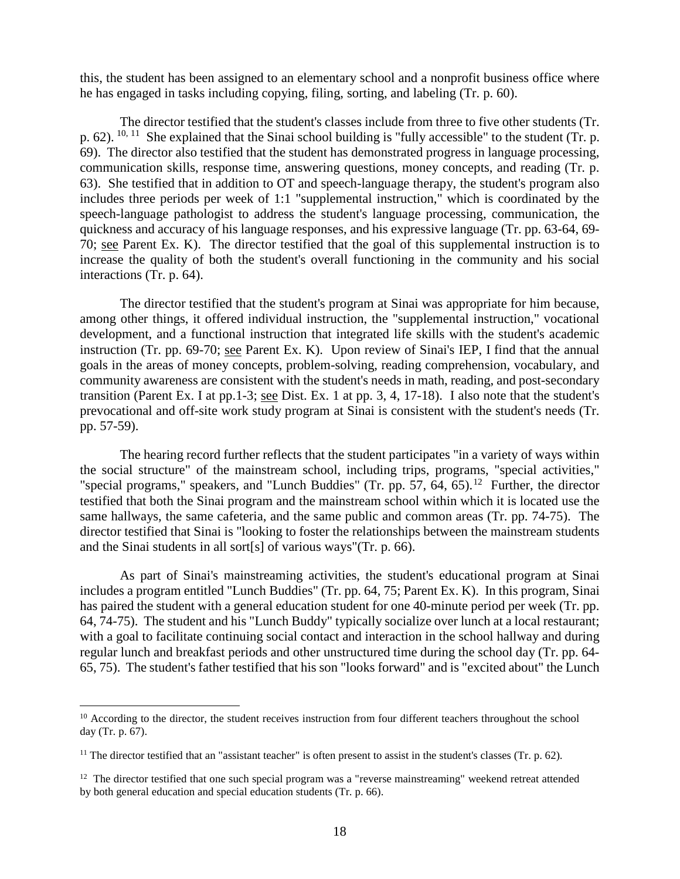this, the student has been assigned to an elementary school and a nonprofit business office where he has engaged in tasks including copying, filing, sorting, and labeling (Tr. p. 60).

The director testified that the student's classes include from three to five other students (Tr. p. 62).[10, 11] She explained that the Sinai school building is "fully accessible" to the student (Tr. p. 69). The director also testified that the student has demonstrated progress in language processing, communication skills, response time, answering questions, money concepts, and reading (Tr. p. 63). She testified that in addition to OT and speech-language therapy, the student's program also includes three periods per week of 1:1 "supplemental instruction," which is coordinated by the speech-language pathologist to address the student's language processing, communication, the quickness and accuracy of his language responses, and his expressive language (Tr. pp. 63-64, 69-70; see Parent Ex. K). The director testified that the goal of this supplemental instruction is to increase the quality of both the student's overall functioning in the community and his social interactions (Tr. p. 64).

The director testified that the student's program at Sinai was appropriate for him because, among other things, it offered individual instruction, the "supplemental instruction," vocational development, and a functional instruction that integrated life skills with the student's academic instruction (Tr. pp. 69-70; see Parent Ex. K). Upon review of Sinai's IEP, I find that the annual goals in the areas of money concepts, problem-solving, reading comprehension, vocabulary, and community awareness are consistent with the student's needs in math, reading, and post-secondary transition (Parent Ex. I at pp.1-3; see Dist. Ex. 1 at pp. 3, 4, 17-18). I also note that the student's prevocational and off-site work study program at Sinai is consistent with the student's needs (Tr. pp. 57-59).

The hearing record further reflects that the student participates "in a variety of ways within the social structure" of the mainstream school, including trips, programs, "special activities," "special programs," speakers, and "Lunch Buddies" (Tr. pp. 57, 64, 65).[12] Further, the director testified that both the Sinai program and the mainstream school within which it is located use the same hallways, the same cafeteria, and the same public and common areas (Tr. pp. 74-75). The director testified that Sinai is "looking to foster the relationships between the mainstream students and the Sinai students in all sort[s] of various ways"(Tr. p. 66).

As part of Sinai's mainstreaming activities, the student's educational program at Sinai includes a program entitled "Lunch Buddies" (Tr. pp. 64, 75; Parent Ex. K). In this program, Sinai has paired the student with a general education student for one 40-minute period per week (Tr. pp. 64, 74-75). The student and his "Lunch Buddy" typically socialize over lunch at a local restaurant; with a goal to facilitate continuing social contact and interaction in the school hallway and during regular lunch and breakfast periods and other unstructured time during the school day (Tr. pp. 64-65, 75). The student's father testified that his son "looks forward" and is "excited about" the Lunch

---

[10] According to the director, the student receives instruction from four different teachers throughout the school day (Tr. p. 67).

[11] The director testified that an "assistant teacher" is often present to assist in the student's classes (Tr. p. 62).

[12] The director testified that one such special program was a "reverse mainstreaming" weekend retreat attended by both general education and special education students (Tr. p. 66).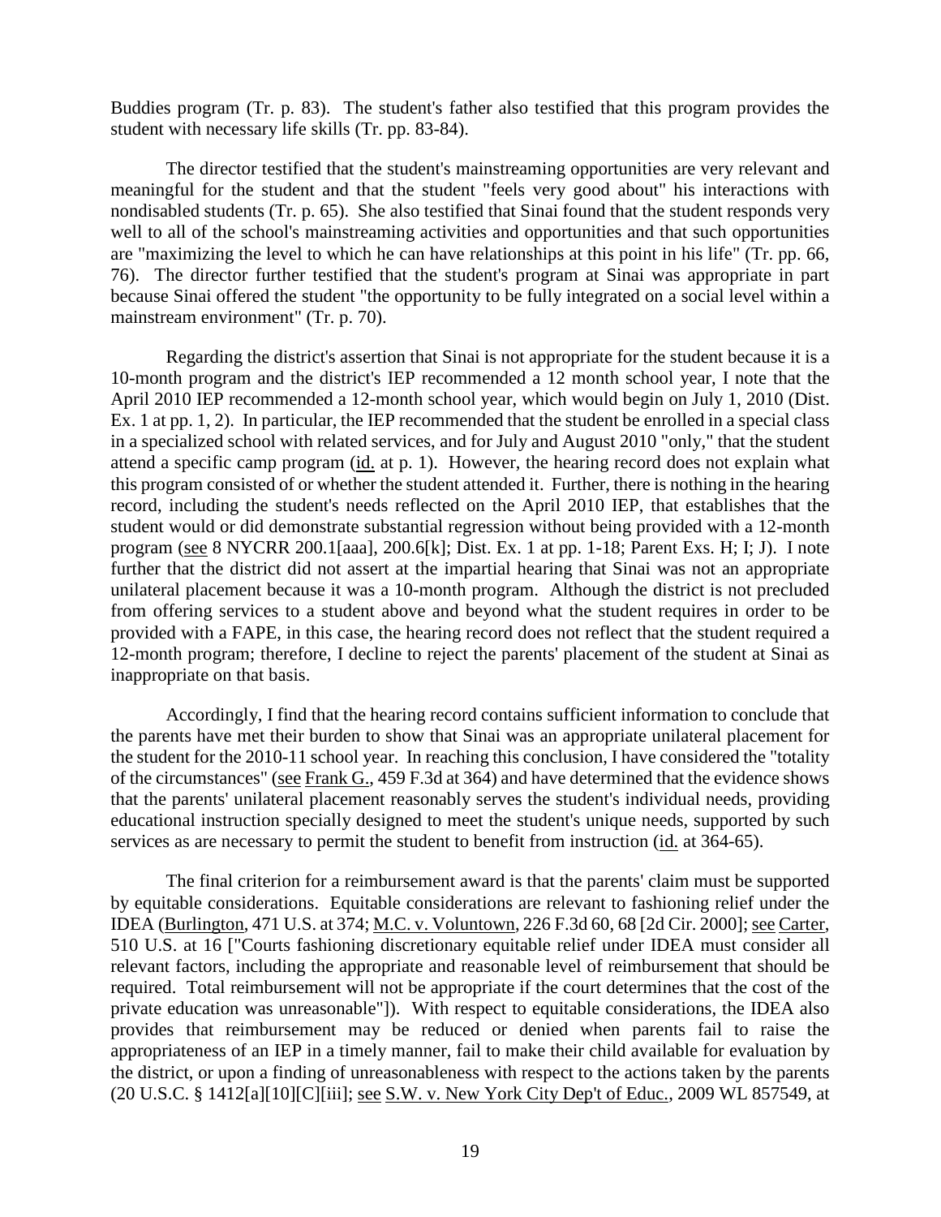Buddies program (Tr. p. 83). The student's father also testified that this program provides the student with necessary life skills (Tr. pp. 83-84).

The director testified that the student's mainstreaming opportunities are very relevant and meaningful for the student and that the student "feels very good about" his interactions with nondisabled students (Tr. p. 65). She also testified that Sinai found that the student responds very well to all of the school's mainstreaming activities and opportunities and that such opportunities are "maximizing the level to which he can have relationships at this point in his life" (Tr. pp. 66, 76). The director further testified that the student's program at Sinai was appropriate in part because Sinai offered the student "the opportunity to be fully integrated on a social level within a mainstream environment" (Tr. p. 70).

Regarding the district's assertion that Sinai is not appropriate for the student because it is a 10-month program and the district's IEP recommended a 12 month school year, I note that the April 2010 IEP recommended a 12-month school year, which would begin on July 1, 2010 (Dist. Ex. 1 at pp. 1, 2). In particular, the IEP recommended that the student be enrolled in a special class in a specialized school with related services, and for July and August 2010 "only," that the student attend a specific camp program (id. at p. 1). However, the hearing record does not explain what this program consisted of or whether the student attended it. Further, there is nothing in the hearing record, including the student's needs reflected on the April 2010 IEP, that establishes that the student would or did demonstrate substantial regression without being provided with a 12-month program (see 8 NYCRR 200.1[aaa], 200.6[k]; Dist. Ex. 1 at pp. 1-18; Parent Exs. H; I; J). I note further that the district did not assert at the impartial hearing that Sinai was not an appropriate unilateral placement because it was a 10-month program. Although the district is not precluded from offering services to a student above and beyond what the student requires in order to be provided with a FAPE, in this case, the hearing record does not reflect that the student required a 12-month program; therefore, I decline to reject the parents' placement of the student at Sinai as inappropriate on that basis.

Accordingly, I find that the hearing record contains sufficient information to conclude that the parents have met their burden to show that Sinai was an appropriate unilateral placement for the student for the 2010-11 school year. In reaching this conclusion, I have considered the "totality of the circumstances" (see Frank G., 459 F.3d at 364) and have determined that the evidence shows that the parents' unilateral placement reasonably serves the student's individual needs, providing educational instruction specially designed to meet the student's unique needs, supported by such services as are necessary to permit the student to benefit from instruction (id. at 364-65).

The final criterion for a reimbursement award is that the parents' claim must be supported by equitable considerations. Equitable considerations are relevant to fashioning relief under the IDEA (Burlington, 471 U.S. at 374; M.C. v. Voluntown, 226 F.3d 60, 68 [2d Cir. 2000]; see Carter, 510 U.S. at 16 ["Courts fashioning discretionary equitable relief under IDEA must consider all relevant factors, including the appropriate and reasonable level of reimbursement that should be required. Total reimbursement will not be appropriate if the court determines that the cost of the private education was unreasonable"]). With respect to equitable considerations, the IDEA also provides that reimbursement may be reduced or denied when parents fail to raise the appropriateness of an IEP in a timely manner, fail to make their child available for evaluation by the district, or upon a finding of unreasonableness with respect to the actions taken by the parents (20 U.S.C. § 1412[a][10][C][iii]; see S.W. v. New York City Dep't of Educ., 2009 WL 857549, at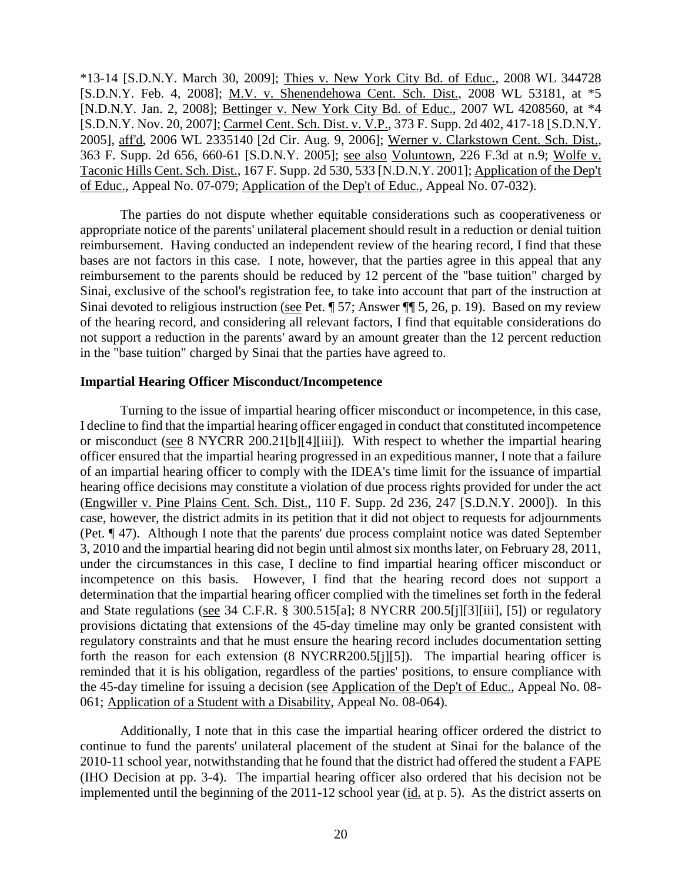*13-14 [S.D.N.Y. March 30, 2009]; Thies v. New York City Bd. of Educ., 2008 WL 344728 [S.D.N.Y. Feb. 4, 2008]; M.V. v. Shenendehowa Cent. Sch. Dist., 2008 WL 53181, at *5 [N.D.N.Y. Jan. 2, 2008]; Bettinger v. New York City Bd. of Educ., 2007 WL 4208560, at *4 [S.D.N.Y. Nov. 20, 2007]; Carmel Cent. Sch. Dist. v. V.P., 373 F. Supp. 2d 402, 417-18 [S.D.N.Y. 2005], aff'd, 2006 WL 2335140 [2d Cir. Aug. 9, 2006]; Werner v. Clarkstown Cent. Sch. Dist., 363 F. Supp. 2d 656, 660-61 [S.D.N.Y. 2005]; see also Voluntown, 226 F.3d at n.9; Wolfe v. Taconic Hills Cent. Sch. Dist., 167 F. Supp. 2d 530, 533 [N.D.N.Y. 2001]; Application of the Dep't of Educ., Appeal No. 07-079; Application of the Dep't of Educ., Appeal No. 07-032).

The parties do not dispute whether equitable considerations such as cooperativeness or appropriate notice of the parents' unilateral placement should result in a reduction or denial tuition reimbursement. Having conducted an independent review of the hearing record, I find that these bases are not factors in this case. I note, however, that the parties agree in this appeal that any reimbursement to the parents should be reduced by 12 percent of the "base tuition" charged by Sinai, exclusive of the school's registration fee, to take into account that part of the instruction at Sinai devoted to religious instruction (see Pet. ¶ 57; Answer ¶¶ 5, 26, p. 19). Based on my review of the hearing record, and considering all relevant factors, I find that equitable considerations do not support a reduction in the parents' award by an amount greater than the 12 percent reduction in the "base tuition" charged by Sinai that the parties have agreed to.

**Impartial Hearing Officer Misconduct/Incompetence**

Turning to the issue of impartial hearing officer misconduct or incompetence, in this case, I decline to find that the impartial hearing officer engaged in conduct that constituted incompetence or misconduct (see 8 NYCRR 200.21[b][4][iii]). With respect to whether the impartial hearing officer ensured that the impartial hearing progressed in an expeditious manner, I note that a failure of an impartial hearing officer to comply with the IDEA's time limit for the issuance of impartial hearing office decisions may constitute a violation of due process rights provided for under the act (Engwiller v. Pine Plains Cent. Sch. Dist., 110 F. Supp. 2d 236, 247 [S.D.N.Y. 2000]). In this case, however, the district admits in its petition that it did not object to requests for adjournments (Pet. ¶ 47). Although I note that the parents' due process complaint notice was dated September 3, 2010 and the impartial hearing did not begin until almost six months later, on February 28, 2011, under the circumstances in this case, I decline to find impartial hearing officer misconduct or incompetence on this basis. However, I find that the hearing record does not support a determination that the impartial hearing officer complied with the timelines set forth in the federal and State regulations (see 34 C.F.R. § 300.515[a]; 8 NYCRR 200.5[j][3][iii], [5]) or regulatory provisions dictating that extensions of the 45-day timeline may only be granted consistent with regulatory constraints and that he must ensure the hearing record includes documentation setting forth the reason for each extension (8 NYCRR200.5[j][5]). The impartial hearing officer is reminded that it is his obligation, regardless of the parties' positions, to ensure compliance with the 45-day timeline for issuing a decision (see Application of the Dep't of Educ., Appeal No. 08-061; Application of a Student with a Disability, Appeal No. 08-064).

Additionally, I note that in this case the impartial hearing officer ordered the district to continue to fund the parents' unilateral placement of the student at Sinai for the balance of the 2010-11 school year, notwithstanding that he found that the district had offered the student a FAPE (IHO Decision at pp. 3-4). The impartial hearing officer also ordered that his decision not be implemented until the beginning of the 2011-12 school year (id. at p. 5). As the district asserts on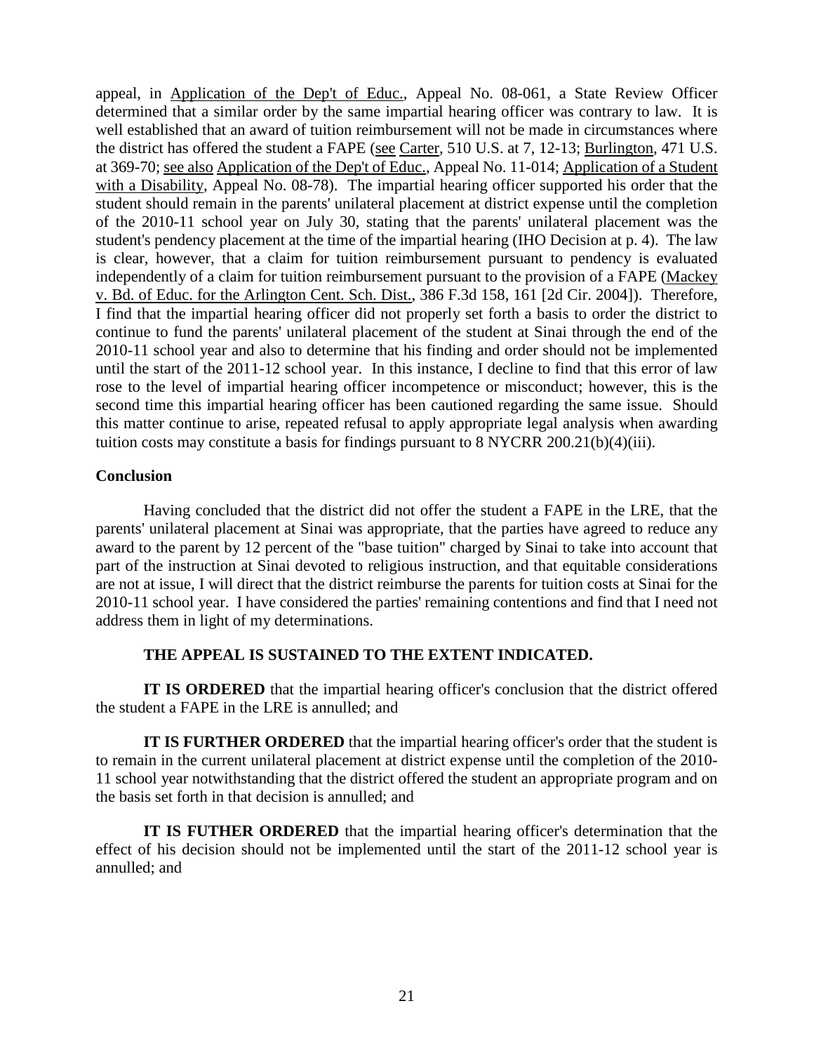appeal, in Application of the Dep't of Educ., Appeal No. 08-061, a State Review Officer determined that a similar order by the same impartial hearing officer was contrary to law. It is well established that an award of tuition reimbursement will not be made in circumstances where the district has offered the student a FAPE (see Carter, 510 U.S. at 7, 12-13; Burlington, 471 U.S. at 369-70; see also Application of the Dep't of Educ., Appeal No. 11-014; Application of a Student with a Disability, Appeal No. 08-78). The impartial hearing officer supported his order that the student should remain in the parents' unilateral placement at district expense until the completion of the 2010-11 school year on July 30, stating that the parents' unilateral placement was the student's pendency placement at the time of the impartial hearing (IHO Decision at p. 4). The law is clear, however, that a claim for tuition reimbursement pursuant to pendency is evaluated independently of a claim for tuition reimbursement pursuant to the provision of a FAPE (Mackey v. Bd. of Educ. for the Arlington Cent. Sch. Dist., 386 F.3d 158, 161 [2d Cir. 2004]). Therefore, I find that the impartial hearing officer did not properly set forth a basis to order the district to continue to fund the parents' unilateral placement of the student at Sinai through the end of the 2010-11 school year and also to determine that his finding and order should not be implemented until the start of the 2011-12 school year. In this instance, I decline to find that this error of law rose to the level of impartial hearing officer incompetence or misconduct; however, this is the second time this impartial hearing officer has been cautioned regarding the same issue. Should this matter continue to arise, repeated refusal to apply appropriate legal analysis when awarding tuition costs may constitute a basis for findings pursuant to 8 NYCRR 200.21(b)(4)(iii).

**Conclusion**

Having concluded that the district did not offer the student a FAPE in the LRE, that the parents' unilateral placement at Sinai was appropriate, that the parties have agreed to reduce any award to the parent by 12 percent of the "base tuition" charged by Sinai to take into account that part of the instruction at Sinai devoted to religious instruction, and that equitable considerations are not at issue, I will direct that the district reimburse the parents for tuition costs at Sinai for the 2010-11 school year. I have considered the parties' remaining contentions and find that I need not address them in light of my determinations.

**THE APPEAL IS SUSTAINED TO THE EXTENT INDICATED.**

**IT IS ORDERED** that the impartial hearing officer's conclusion that the district offered the student a FAPE in the LRE is annulled; and

**IT IS FURTHER ORDERED** that the impartial hearing officer's order that the student is to remain in the current unilateral placement at district expense until the completion of the 2010-11 school year notwithstanding that the district offered the student an appropriate program and on the basis set forth in that decision is annulled; and

**IT IS FUTHER ORDERED** that the impartial hearing officer's determination that the effect of his decision should not be implemented until the start of the 2011-12 school year is annulled; and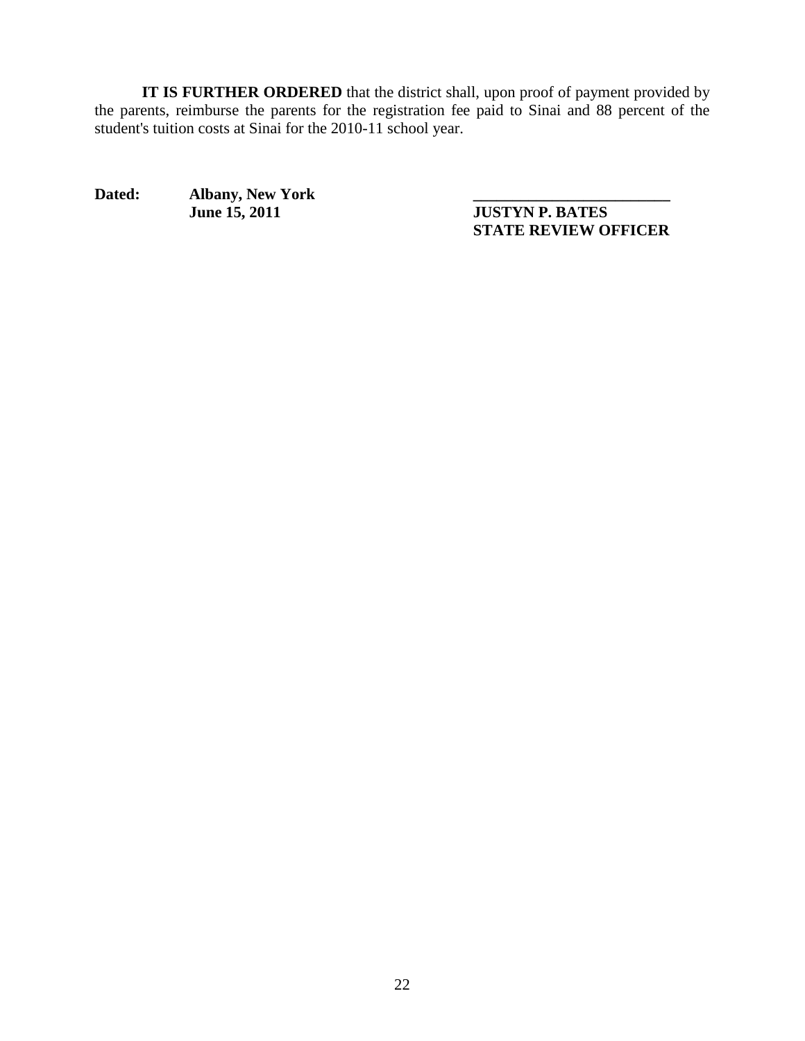**IT IS FURTHER ORDERED** that the district shall, upon proof of payment provided by the parents, reimburse the parents for the registration fee paid to Sinai and 88 percent of the student's tuition costs at Sinai for the 2010-11 school year.

**Dated:** **Albany, New York**
**June 15, 2011**

**\_\_\_\_\_\_\_\_\_\_\_\_\_\_\_\_\_\_\_\_\_\_\_\_\_\_**
**JUSTYN P. BATES**
**STATE REVIEW OFFICER**